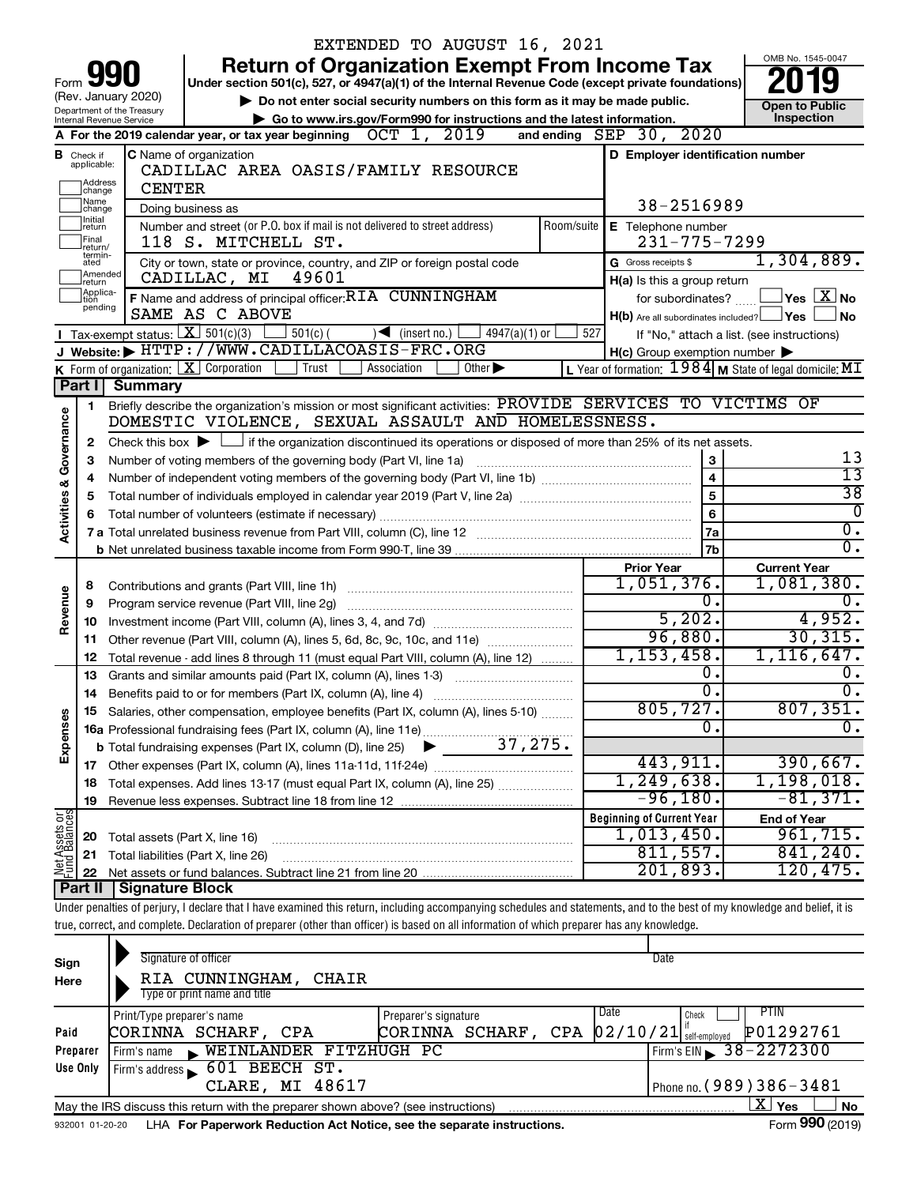EXTENDED TO AUGUST 16, 2021

# Form 990 Return of Organization Exempt From Income Tax

(Rev. January 2020)

Under section 501(c), 527, or 4947(a)(1) of the Internal Revenue Code (except private foundations)

▶ Do not enter social security numbers on this form as it may be made public.

▶ Go to www.irs.gov/Form990 for instructions and the latest information.

Department of the Treasury
Internal Revenue Service

OMB No. 1545-0047

**2019**

**Open to Public Inspection**

**A** For the 2019 calendar year, or tax year beginning OCT 1, 2019 and ending SEP 30, 2020

**B** Check if applicable: Address change, Name change, Initial return, Final return/terminated, Amended return, Application pending

**C** Name of organization: CADILLAC AREA OASIS/FAMILY RESOURCE CENTER

Doing business as

Number and street (or P.O. box if mail is not delivered to street address): 118 S. MITCHELL ST. Room/suite

City or town, state or province, country, and ZIP or foreign postal code: CADILLAC, MI 49601

**D** Employer identification number: 38-2516989

**E** Telephone number: 231-775-7299

**G** Gross receipts $ 1,304,889.

**F** Name and address of principal officer: RIA CUNNINGHAM, SAME AS C ABOVE

**H(a)** Is this a group return for subordinates? ☐ Yes ☒ No

**H(b)** Are all subordinates included? ☐ Yes ☐ No

If "No," attach a list. (see instructions)

**H(c)** Group exemption number ▶

**I** Tax-exempt status: ☒ 501(c)(3) ☐ 501(c) ( ) ◀ (insert no.) ☐ 4947(a)(1) or ☐ 527

**J** Website: ▶ HTTP://WWW.CADILLACOASIS-FRC.ORG

**K** Form of organization: ☒ Corporation ☐ Trust ☐ Association ☐ Other ▶

**L** Year of formation: 1984 **M** State of legal domicile: MI

## Part I Summary

**Activities & Governance**

1 Briefly describe the organization's mission or most significant activities: PROVIDE SERVICES TO VICTIMS OF DOMESTIC VIOLENCE, SEXUAL ASSAULT AND HOMELESSNESS.

2 Check this box ▶ ☐ if the organization discontinued its operations or disposed of more than 25% of its net assets.

| | | | |
|---|---|---|---|
| 3 | Number of voting members of the governing body (Part VI, line 1a) | 3 | 13 |
| 4 | Number of independent voting members of the governing body (Part VI, line 1b) | 4 | 13 |
| 5 | Total number of individuals employed in calendar year 2019 (Part V, line 2a) | 5 | 38 |
| 6 | Total number of volunteers (estimate if necessary) | 6 | 0 |
| 7a | Total unrelated business revenue from Part VIII, column (C), line 12 | 7a | 0. |
| b | Net unrelated business taxable income from Form 990-T, line 39 | 7b | 0. |

| | | | Prior Year | Current Year |
|---|---|---|---|---|
| **Revenue** | 8 | Contributions and grants (Part VIII, line 1h) | 1,051,376. | 1,081,380. |
| | 9 | Program service revenue (Part VIII, line 2g) | 0. | 0. |
| | 10 | Investment income (Part VIII, column (A), lines 3, 4, and 7d) | 5,202. | 4,952. |
| | 11 | Other revenue (Part VIII, column (A), lines 5, 6d, 8c, 9c, 10c, and 11e) | 96,880. | 30,315. |
| | 12 | Total revenue - add lines 8 through 11 (must equal Part VIII, column (A), line 12) | 1,153,458. | 1,116,647. |
| **Expenses** | 13 | Grants and similar amounts paid (Part IX, column (A), lines 1-3) | 0. | 0. |
| | 14 | Benefits paid to or for members (Part IX, column (A), line 4) | 0. | 0. |
| | 15 | Salaries, other compensation, employee benefits (Part IX, column (A), lines 5-10) | 805,727. | 807,351. |
| | 16a | Professional fundraising fees (Part IX, column (A), line 11e) | 0. | 0. |
| | b | Total fundraising expenses (Part IX, column (D), line 25) ▶ 37,275. | | |
| | 17 | Other expenses (Part IX, column (A), lines 11a-11d, 11f-24e) | 443,911. | 390,667. |
| | 18 | Total expenses. Add lines 13-17 (must equal Part IX, column (A), line 25) | 1,249,638. | 1,198,018. |
| | 19 | Revenue less expenses. Subtract line 18 from line 12 | -96,180. | -81,371. |
| | | | **Beginning of Current Year** | **End of Year** |
| **Net Assets or Fund Balances** | 20 | Total assets (Part X, line 16) | 1,013,450. | 961,715. |
| | 21 | Total liabilities (Part X, line 26) | 811,557. | 841,240. |
| | 22 | Net assets or fund balances. Subtract line 21 from line 20 | 201,893. | 120,475. |

## Part II Signature Block

Under penalties of perjury, I declare that I have examined this return, including accompanying schedules and statements, and to the best of my knowledge and belief, it is true, correct, and complete. Declaration of preparer (other than officer) is based on all information of which preparer has any knowledge.

**Sign Here**

Signature of officer | Date

RIA CUNNINGHAM, CHAIR
Type or print name and title

| | Print/Type preparer's name | Preparer's signature | Date | Check ☐ if self-employed | PTIN |
|---|---|---|---|---|---|
| **Paid Preparer Use Only** | CORINNA SCHARF, CPA | CORINNA SCHARF, CPA | 02/10/21 | | P01292761 |
| | Firm's name ▶ WEINLANDER FITZHUGH PC | | | Firm's EIN ▶ 38-2272300 | |
| | Firm's address ▶ 601 BEECH ST. CLARE, MI 48617 | | | Phone no. (989)386-3481 | |

May the IRS discuss this return with the preparer shown above? (see instructions) ☒ Yes ☐ No

932001 01-20-20 LHA For Paperwork Reduction Act Notice, see the separate instructions. Form **990** (2019)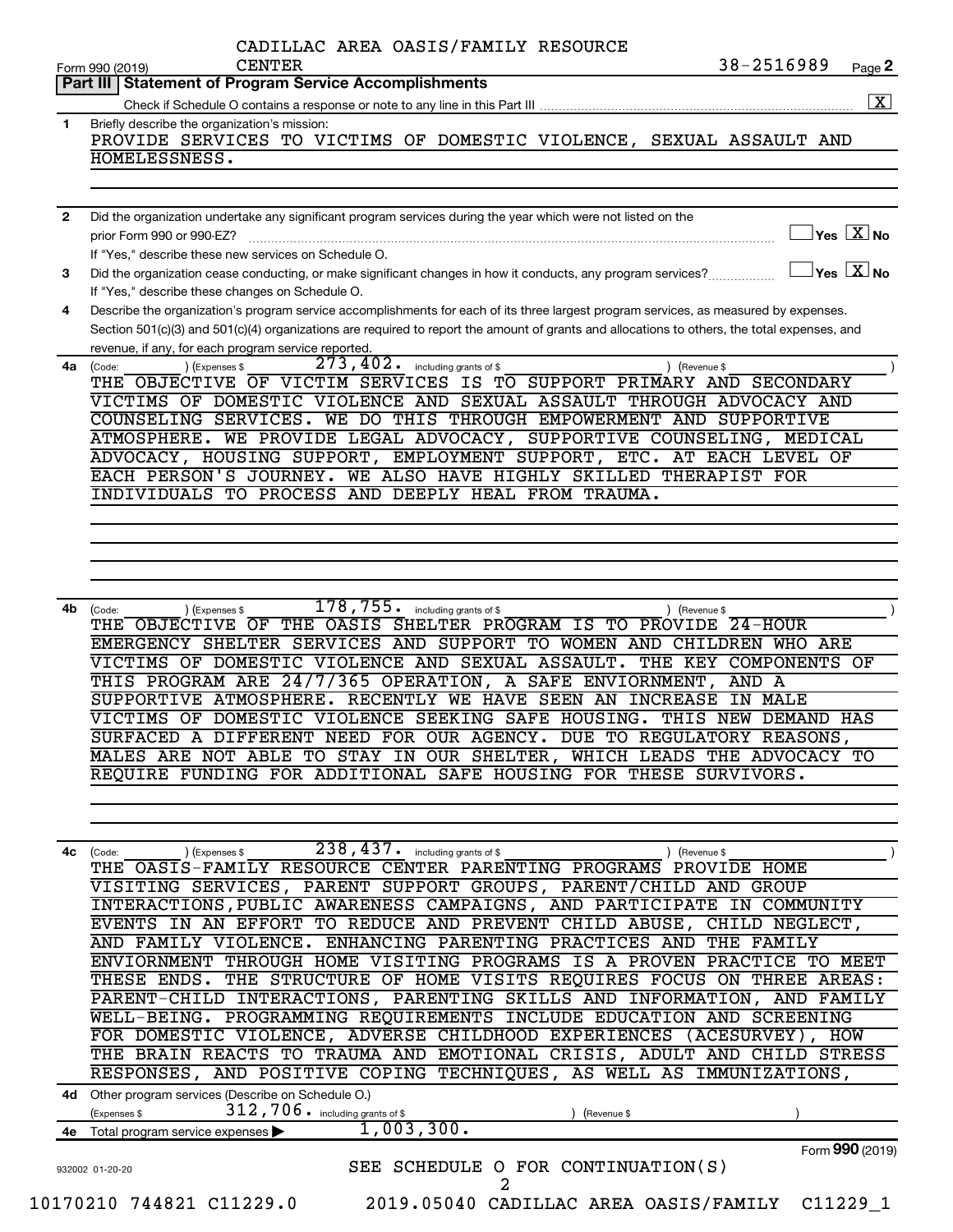CADILLAC AREA OASIS/FAMILY RESOURCE CENTER 38-2516989

Form 990 (2019) Page **2**

## Part III Statement of Program Service Accomplishments

Check if Schedule O contains a response or note to any line in this Part III [X]

**1** Briefly describe the organization's mission:

PROVIDE SERVICES TO VICTIMS OF DOMESTIC VIOLENCE, SEXUAL ASSAULT AND HOMELESSNESS.

**2** Did the organization undertake any significant program services during the year which were not listed on the prior Form 990 or 990-EZ? [ ] Yes [X] No

If "Yes," describe these new services on Schedule O.

**3** Did the organization cease conducting, or make significant changes in how it conducts, any program services? [ ] Yes [X] No

If "Yes," describe these changes on Schedule O.

**4** Describe the organization's program service accomplishments for each of its three largest program services, as measured by expenses. Section 501(c)(3) and 501(c)(4) organizations are required to report the amount of grants and allocations to others, the total expenses, and revenue, if any, for each program service reported.

**4a** (Code: ) (Expenses $ 273,402. including grants of $ ) (Revenue $ )

THE OBJECTIVE OF VICTIM SERVICES IS TO SUPPORT PRIMARY AND SECONDARY VICTIMS OF DOMESTIC VIOLENCE AND SEXUAL ASSAULT THROUGH ADVOCACY AND COUNSELING SERVICES. WE DO THIS THROUGH EMPOWERMENT AND SUPPORTIVE ATMOSPHERE. WE PROVIDE LEGAL ADVOCACY, SUPPORTIVE COUNSELING, MEDICAL ADVOCACY, HOUSING SUPPORT, EMPLOYMENT SUPPORT, ETC. AT EACH LEVEL OF EACH PERSON'S JOURNEY. WE ALSO HAVE HIGHLY SKILLED THERAPIST FOR INDIVIDUALS TO PROCESS AND DEEPLY HEAL FROM TRAUMA.

**4b** (Code: ) (Expenses $ 178,755. including grants of $ ) (Revenue $ )

THE OBJECTIVE OF THE OASIS SHELTER PROGRAM IS TO PROVIDE 24-HOUR EMERGENCY SHELTER SERVICES AND SUPPORT TO WOMEN AND CHILDREN WHO ARE VICTIMS OF DOMESTIC VIOLENCE AND SEXUAL ASSAULT. THE KEY COMPONENTS OF THIS PROGRAM ARE 24/7/365 OPERATION, A SAFE ENVIORNMENT, AND A SUPPORTIVE ATMOSPHERE. RECENTLY WE HAVE SEEN AN INCREASE IN MALE VICTIMS OF DOMESTIC VIOLENCE SEEKING SAFE HOUSING. THIS NEW DEMAND HAS SURFACED A DIFFERENT NEED FOR OUR AGENCY. DUE TO REGULATORY REASONS, MALES ARE NOT ABLE TO STAY IN OUR SHELTER, WHICH LEADS THE ADVOCACY TO REQUIRE FUNDING FOR ADDITIONAL SAFE HOUSING FOR THESE SURVIVORS.

**4c** (Code: ) (Expenses $ 238,437. including grants of $ ) (Revenue $ )

THE OASIS-FAMILY RESOURCE CENTER PARENTING PROGRAMS PROVIDE HOME VISITING SERVICES, PARENT SUPPORT GROUPS, PARENT/CHILD AND GROUP INTERACTIONS,PUBLIC AWARENESS CAMPAIGNS, AND PARTICIPATE IN COMMUNITY EVENTS IN AN EFFORT TO REDUCE AND PREVENT CHILD ABUSE, CHILD NEGLECT, AND FAMILY VIOLENCE. ENHANCING PARENTING PRACTICES AND THE FAMILY ENVIORNMENT THROUGH HOME VISITING PROGRAMS IS A PROVEN PRACTICE TO MEET THESE ENDS. THE STRUCTURE OF HOME VISITS REQUIRES FOCUS ON THREE AREAS: PARENT-CHILD INTERACTIONS, PARENTING SKILLS AND INFORMATION, AND FAMILY WELL-BEING. PROGRAMMING REQUIREMENTS INCLUDE EDUCATION AND SCREENING FOR DOMESTIC VIOLENCE, ADVERSE CHILDHOOD EXPERIENCES (ACESURVEY), HOW THE BRAIN REACTS TO TRAUMA AND EMOTIONAL CRISIS, ADULT AND CHILD STRESS RESPONSES, AND POSITIVE COPING TECHNIQUES, AS WELL AS IMMUNIZATIONS,

**4d** Other program services (Describe on Schedule O.)

(Expenses $ 312,706. including grants of $ ) (Revenue $ )

**4e** Total program service expenses ▶ 1,003,300.

Form **990** (2019)

SEE SCHEDULE O FOR CONTINUATION(S)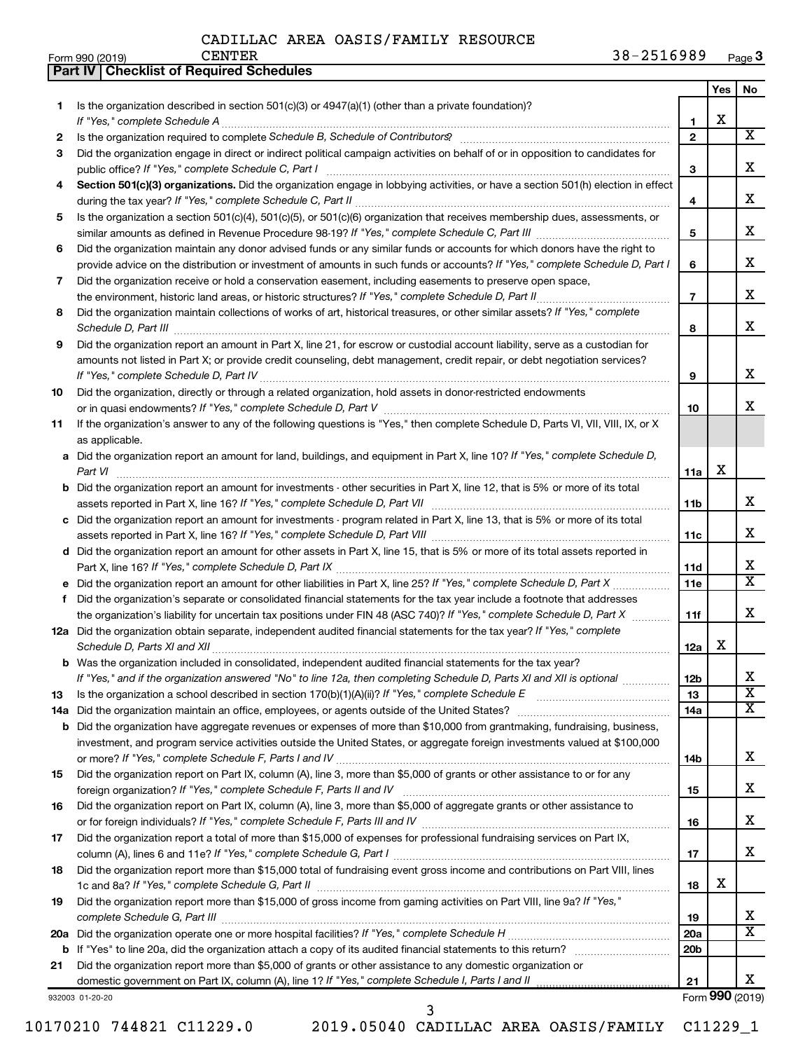CADILLAC AREA OASIS/FAMILY RESOURCE CENTER

Form 990 (2019) 38-2516989 Page **3**

## Part IV Checklist of Required Schedules

| | | | Yes | No |
|---|---|---|---|---|
| **1** | Is the organization described in section 501(c)(3) or 4947(a)(1) (other than a private foundation)? *If "Yes," complete Schedule A* | **1** | X | |
| **2** | Is the organization required to complete *Schedule B, Schedule of Contributors*? | **2** | | X |
| **3** | Did the organization engage in direct or indirect political campaign activities on behalf of or in opposition to candidates for public office? *If "Yes," complete Schedule C, Part I* | **3** | | X |
| **4** | **Section 501(c)(3) organizations.** Did the organization engage in lobbying activities, or have a section 501(h) election in effect during the tax year? *If "Yes," complete Schedule C, Part II* | **4** | | X |
| **5** | Is the organization a section 501(c)(4), 501(c)(5), or 501(c)(6) organization that receives membership dues, assessments, or similar amounts as defined in Revenue Procedure 98-19? *If "Yes," complete Schedule C, Part III* | **5** | | X |
| **6** | Did the organization maintain any donor advised funds or any similar funds or accounts for which donors have the right to provide advice on the distribution or investment of amounts in such funds or accounts? *If "Yes," complete Schedule D, Part I* | **6** | | X |
| **7** | Did the organization receive or hold a conservation easement, including easements to preserve open space, the environment, historic land areas, or historic structures? *If "Yes," complete Schedule D, Part II* | **7** | | X |
| **8** | Did the organization maintain collections of works of art, historical treasures, or other similar assets? *If "Yes," complete Schedule D, Part III* | **8** | | X |
| **9** | Did the organization report an amount in Part X, line 21, for escrow or custodial account liability, serve as a custodian for amounts not listed in Part X; or provide credit counseling, debt management, credit repair, or debt negotiation services? *If "Yes," complete Schedule D, Part IV* | **9** | | X |
| **10** | Did the organization, directly or through a related organization, hold assets in donor-restricted endowments or in quasi endowments? *If "Yes," complete Schedule D, Part V* | **10** | | X |
| **11** | If the organization's answer to any of the following questions is "Yes," then complete Schedule D, Parts VI, VII, VIII, IX, or X as applicable. | | | |
| **a** | Did the organization report an amount for land, buildings, and equipment in Part X, line 10? *If "Yes," complete Schedule D, Part VI* | **11a** | X | |
| **b** | Did the organization report an amount for investments - other securities in Part X, line 12, that is 5% or more of its total assets reported in Part X, line 16? *If "Yes," complete Schedule D, Part VII* | **11b** | | X |
| **c** | Did the organization report an amount for investments - program related in Part X, line 13, that is 5% or more of its total assets reported in Part X, line 16? *If "Yes," complete Schedule D, Part VIII* | **11c** | | X |
| **d** | Did the organization report an amount for other assets in Part X, line 15, that is 5% or more of its total assets reported in Part X, line 16? *If "Yes," complete Schedule D, Part IX* | **11d** | | X |
| **e** | Did the organization report an amount for other liabilities in Part X, line 25? *If "Yes," complete Schedule D, Part X* | **11e** | | X |
| **f** | Did the organization's separate or consolidated financial statements for the tax year include a footnote that addresses the organization's liability for uncertain tax positions under FIN 48 (ASC 740)? *If "Yes," complete Schedule D, Part X* | **11f** | | X |
| **12a** | Did the organization obtain separate, independent audited financial statements for the tax year? *If "Yes," complete Schedule D, Parts XI and XII* | **12a** | X | |
| **b** | Was the organization included in consolidated, independent audited financial statements for the tax year? *If "Yes," and if the organization answered "No" to line 12a, then completing Schedule D, Parts XI and XII is optional* | **12b** | | X |
| **13** | Is the organization a school described in section 170(b)(1)(A)(ii)? *If "Yes," complete Schedule E* | **13** | | X |
| **14a** | Did the organization maintain an office, employees, or agents outside of the United States? | **14a** | | X |
| **b** | Did the organization have aggregate revenues or expenses of more than $10,000 from grantmaking, fundraising, business, investment, and program service activities outside the United States, or aggregate foreign investments valued at $100,000 or more? *If "Yes," complete Schedule F, Parts I and IV* | **14b** | | X |
| **15** | Did the organization report on Part IX, column (A), line 3, more than $5,000 of grants or other assistance to or for any foreign organization? *If "Yes," complete Schedule F, Parts II and IV* | **15** | | X |
| **16** | Did the organization report on Part IX, column (A), line 3, more than $5,000 of aggregate grants or other assistance to or for foreign individuals? *If "Yes," complete Schedule F, Parts III and IV* | **16** | | X |
| **17** | Did the organization report a total of more than $15,000 of expenses for professional fundraising services on Part IX, column (A), lines 6 and 11e? *If "Yes," complete Schedule G, Part I* | **17** | | X |
| **18** | Did the organization report more than $15,000 total of fundraising event gross income and contributions on Part VIII, lines 1c and 8a? *If "Yes," complete Schedule G, Part II* | **18** | X | |
| **19** | Did the organization report more than $15,000 of gross income from gaming activities on Part VIII, line 9a? *If "Yes," complete Schedule G, Part III* | **19** | | X |
| **20a** | Did the organization operate one or more hospital facilities? *If "Yes," complete Schedule H* | **20a** | | X |
| **b** | If "Yes" to line 20a, did the organization attach a copy of its audited financial statements to this return? | **20b** | | |
| **21** | Did the organization report more than $5,000 of grants or other assistance to any domestic organization or domestic government on Part IX, column (A), line 1? *If "Yes," complete Schedule I, Parts I and II* | **21** | | X |

932003 01-20-20 Form **990** (2019)

10170210 744821 C11229.0 2019.05040 CADILLAC AREA OASIS/FAMILY C11229_1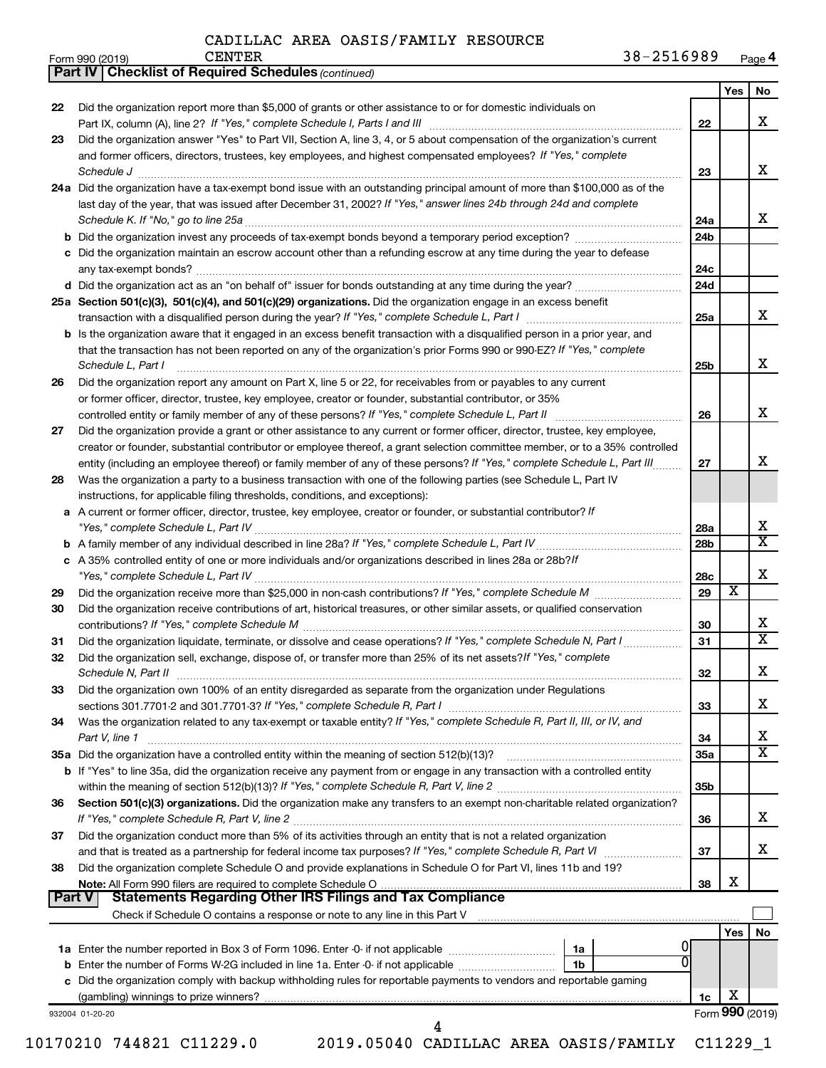CADILLAC AREA OASIS/FAMILY RESOURCE CENTER

Form 990 (2019) 38-2516989 Page 4

**Part IV | Checklist of Required Schedules** *(continued)*

| | | | Yes | No |
|---|---|---|---|---|
| 22 | Did the organization report more than $5,000 of grants or other assistance to or for domestic individuals on Part IX, column (A), line 2? *If "Yes," complete Schedule I, Parts I and III* | 22 | | X |
| 23 | Did the organization answer "Yes" to Part VII, Section A, line 3, 4, or 5 about compensation of the organization's current and former officers, directors, trustees, key employees, and highest compensated employees? *If "Yes," complete Schedule J* | 23 | | X |
| 24a | Did the organization have a tax-exempt bond issue with an outstanding principal amount of more than $100,000 as of the last day of the year, that was issued after December 31, 2002? *If "Yes," answer lines 24b through 24d and complete Schedule K. If "No," go to line 25a* | 24a | | X |
| b | Did the organization invest any proceeds of tax-exempt bonds beyond a temporary period exception? | 24b | | |
| c | Did the organization maintain an escrow account other than a refunding escrow at any time during the year to defease any tax-exempt bonds? | 24c | | |
| d | Did the organization act as an "on behalf of" issuer for bonds outstanding at any time during the year? | 24d | | |
| 25a | **Section 501(c)(3), 501(c)(4), and 501(c)(29) organizations.** Did the organization engage in an excess benefit transaction with a disqualified person during the year? *If "Yes," complete Schedule L, Part I* | 25a | | X |
| b | Is the organization aware that it engaged in an excess benefit transaction with a disqualified person in a prior year, and that the transaction has not been reported on any of the organization's prior Forms 990 or 990-EZ? *If "Yes," complete Schedule L, Part I* | 25b | | X |
| 26 | Did the organization report any amount on Part X, line 5 or 22, for receivables from or payables to any current or former officer, director, trustee, key employee, creator or founder, substantial contributor, or 35% controlled entity or family member of any of these persons? *If "Yes," complete Schedule L, Part II* | 26 | | X |
| 27 | Did the organization provide a grant or other assistance to any current or former officer, director, trustee, key employee, creator or founder, substantial contributor or employee thereof, a grant selection committee member, or to a 35% controlled entity (including an employee thereof) or family member of any of these persons? *If "Yes," complete Schedule L, Part III* | 27 | | X |
| 28 | Was the organization a party to a business transaction with one of the following parties (see Schedule L, Part IV instructions, for applicable filing thresholds, conditions, and exceptions): | | | |
| a | A current or former officer, director, trustee, key employee, creator or founder, or substantial contributor? *If "Yes," complete Schedule L, Part IV* | 28a | | X |
| b | A family member of any individual described in line 28a? *If "Yes," complete Schedule L, Part IV* | 28b | | X |
| c | A 35% controlled entity of one or more individuals and/or organizations described in lines 28a or 28b? *If "Yes," complete Schedule L, Part IV* | 28c | | X |
| 29 | Did the organization receive more than $25,000 in non-cash contributions? *If "Yes," complete Schedule M* | 29 | X | |
| 30 | Did the organization receive contributions of art, historical treasures, or other similar assets, or qualified conservation contributions? *If "Yes," complete Schedule M* | 30 | | X |
| 31 | Did the organization liquidate, terminate, or dissolve and cease operations? *If "Yes," complete Schedule N, Part I* | 31 | | X |
| 32 | Did the organization sell, exchange, dispose of, or transfer more than 25% of its net assets? *If "Yes," complete Schedule N, Part II* | 32 | | X |
| 33 | Did the organization own 100% of an entity disregarded as separate from the organization under Regulations sections 301.7701-2 and 301.7701-3? *If "Yes," complete Schedule R, Part I* | 33 | | X |
| 34 | Was the organization related to any tax-exempt or taxable entity? *If "Yes," complete Schedule R, Part II, III, or IV, and Part V, line 1* | 34 | | X |
| 35a | Did the organization have a controlled entity within the meaning of section 512(b)(13)? | 35a | | X |
| b | If "Yes" to line 35a, did the organization receive any payment from or engage in any transaction with a controlled entity within the meaning of section 512(b)(13)? *If "Yes," complete Schedule R, Part V, line 2* | 35b | | |
| 36 | **Section 501(c)(3) organizations.** Did the organization make any transfers to an exempt non-charitable related organization? *If "Yes," complete Schedule R, Part V, line 2* | 36 | | X |
| 37 | Did the organization conduct more than 5% of its activities through an entity that is not a related organization and that is treated as a partnership for federal income tax purposes? *If "Yes," complete Schedule R, Part VI* | 37 | | X |
| 38 | Did the organization complete Schedule O and provide explanations in Schedule O for Part VI, lines 11b and 19? **Note:** All Form 990 filers are required to complete Schedule O | 38 | X | |

**Part V | Statements Regarding Other IRS Filings and Tax Compliance**

Check if Schedule O contains a response or note to any line in this Part V ☐

| | | | | | Yes | No |
|---|---|---|---|---|---|---|
| 1a | Enter the number reported in Box 3 of Form 1096. Enter -0- if not applicable | 1a | 0 | | | |
| b | Enter the number of Forms W-2G included in line 1a. Enter -0- if not applicable | 1b | 0 | | | |
| c | Did the organization comply with backup withholding rules for reportable payments to vendors and reportable gaming (gambling) winnings to prize winners? | | | 1c | X | |

932004 01-20-20 Form **990** (2019)

10170210 744821 C11229.0 2019.05040 CADILLAC AREA OASIS/FAMILY C11229_1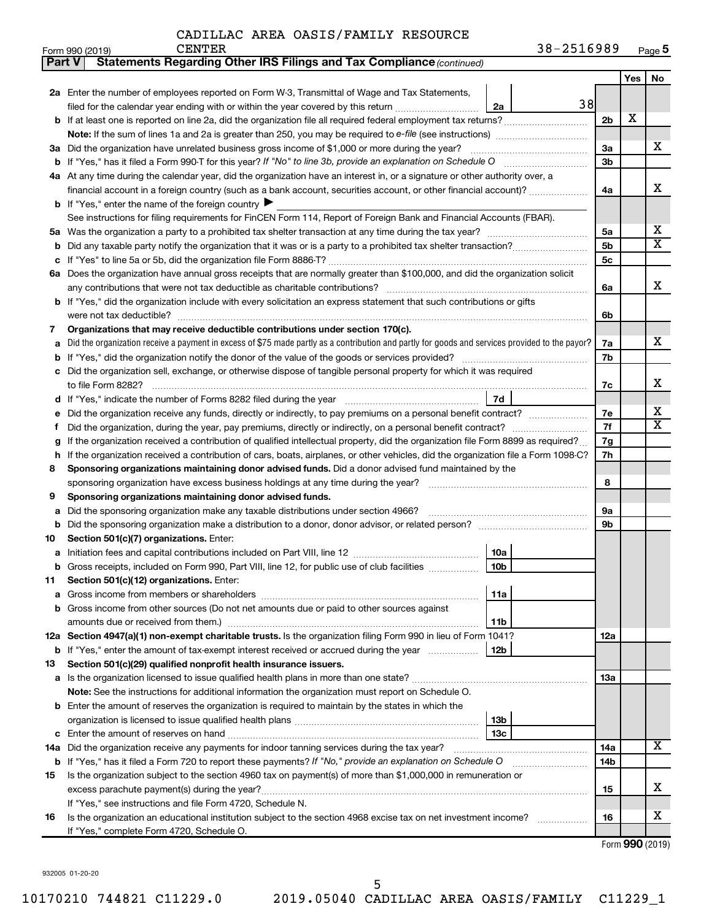CADILLAC AREA OASIS/FAMILY RESOURCE CENTER

Form 990 (2019) 38-2516989 Page 5

**Part V Statements Regarding Other IRS Filings and Tax Compliance** *(continued)*

| | | | | Yes | No |
|---|---|---|---|---|---|
| **2a** | Enter the number of employees reported on Form W-3, Transmittal of Wage and Tax Statements, filed for the calendar year ending with or within the year covered by this return | 2a: 38 | | | |
| **b** | If at least one is reported on line 2a, did the organization file all required federal employment tax returns? | | 2b | X | |
| | **Note:** If the sum of lines 1a and 2a is greater than 250, you may be required to *e-file* (see instructions) | | | | |
| **3a** | Did the organization have unrelated business gross income of $1,000 or more during the year? | | 3a | | X |
| **b** | If "Yes," has it filed a Form 990-T for this year? *If "No" to line 3b, provide an explanation on Schedule O* | | 3b | | |
| **4a** | At any time during the calendar year, did the organization have an interest in, or a signature or other authority over, a financial account in a foreign country (such as a bank account, securities account, or other financial account)? | | 4a | | X |
| **b** | If "Yes," enter the name of the foreign country ▶ | | | | |
| | See instructions for filing requirements for FinCEN Form 114, Report of Foreign Bank and Financial Accounts (FBAR). | | | | |
| **5a** | Was the organization a party to a prohibited tax shelter transaction at any time during the tax year? | | 5a | | X |
| **b** | Did any taxable party notify the organization that it was or is a party to a prohibited tax shelter transaction? | | 5b | | X |
| **c** | If "Yes" to line 5a or 5b, did the organization file Form 8886-T? | | 5c | | |
| **6a** | Does the organization have annual gross receipts that are normally greater than $100,000, and did the organization solicit any contributions that were not tax deductible as charitable contributions? | | 6a | | X |
| **b** | If "Yes," did the organization include with every solicitation an express statement that such contributions or gifts were not tax deductible? | | 6b | | |
| **7** | **Organizations that may receive deductible contributions under section 170(c).** | | | | |
| **a** | Did the organization receive a payment in excess of $75 made partly as a contribution and partly for goods and services provided to the payor? | | 7a | | X |
| **b** | If "Yes," did the organization notify the donor of the value of the goods or services provided? | | 7b | | |
| **c** | Did the organization sell, exchange, or otherwise dispose of tangible personal property for which it was required to file Form 8282? | | 7c | | X |
| **d** | If "Yes," indicate the number of Forms 8282 filed during the year | 7d | | | |
| **e** | Did the organization receive any funds, directly or indirectly, to pay premiums on a personal benefit contract? | | 7e | | X |
| **f** | Did the organization, during the year, pay premiums, directly or indirectly, on a personal benefit contract? | | 7f | | X |
| **g** | If the organization received a contribution of qualified intellectual property, did the organization file Form 8899 as required? | | 7g | | |
| **h** | If the organization received a contribution of cars, boats, airplanes, or other vehicles, did the organization file a Form 1098-C? | | 7h | | |
| **8** | **Sponsoring organizations maintaining donor advised funds.** Did a donor advised fund maintained by the sponsoring organization have excess business holdings at any time during the year? | | 8 | | |
| **9** | **Sponsoring organizations maintaining donor advised funds.** | | | | |
| **a** | Did the sponsoring organization make any taxable distributions under section 4966? | | 9a | | |
| **b** | Did the sponsoring organization make a distribution to a donor, donor advisor, or related person? | | 9b | | |
| **10** | **Section 501(c)(7) organizations.** Enter: | | | | |
| **a** | Initiation fees and capital contributions included on Part VIII, line 12 | 10a | | | |
| **b** | Gross receipts, included on Form 990, Part VIII, line 12, for public use of club facilities | 10b | | | |
| **11** | **Section 501(c)(12) organizations.** Enter: | | | | |
| **a** | Gross income from members or shareholders | 11a | | | |
| **b** | Gross income from other sources (Do not net amounts due or paid to other sources against amounts due or received from them.) | 11b | | | |
| **12a** | **Section 4947(a)(1) non-exempt charitable trusts.** Is the organization filing Form 990 in lieu of Form 1041? | | 12a | | |
| **b** | If "Yes," enter the amount of tax-exempt interest received or accrued during the year | 12b | | | |
| **13** | **Section 501(c)(29) qualified nonprofit health insurance issuers.** | | | | |
| **a** | Is the organization licensed to issue qualified health plans in more than one state? | | 13a | | |
| | **Note:** See the instructions for additional information the organization must report on Schedule O. | | | | |
| **b** | Enter the amount of reserves the organization is required to maintain by the states in which the organization is licensed to issue qualified health plans | 13b | | | |
| **c** | Enter the amount of reserves on hand | 13c | | | |
| **14a** | Did the organization receive any payments for indoor tanning services during the tax year? | | 14a | | X |
| **b** | If "Yes," has it filed a Form 720 to report these payments? *If "No," provide an explanation on Schedule O* | | 14b | | |
| **15** | Is the organization subject to the section 4960 tax on payment(s) of more than $1,000,000 in remuneration or excess parachute payment(s) during the year? | | 15 | | X |
| | If "Yes," see instructions and file Form 4720, Schedule N. | | | | |
| **16** | Is the organization an educational institution subject to the section 4968 excise tax on net investment income? | | 16 | | X |
| | If "Yes," complete Form 4720, Schedule O. | | | | |

Form **990** (2019)

932005 01-20-20

10170210 744821 C11229.0 2019.05040 CADILLAC AREA OASIS/FAMILY C11229_1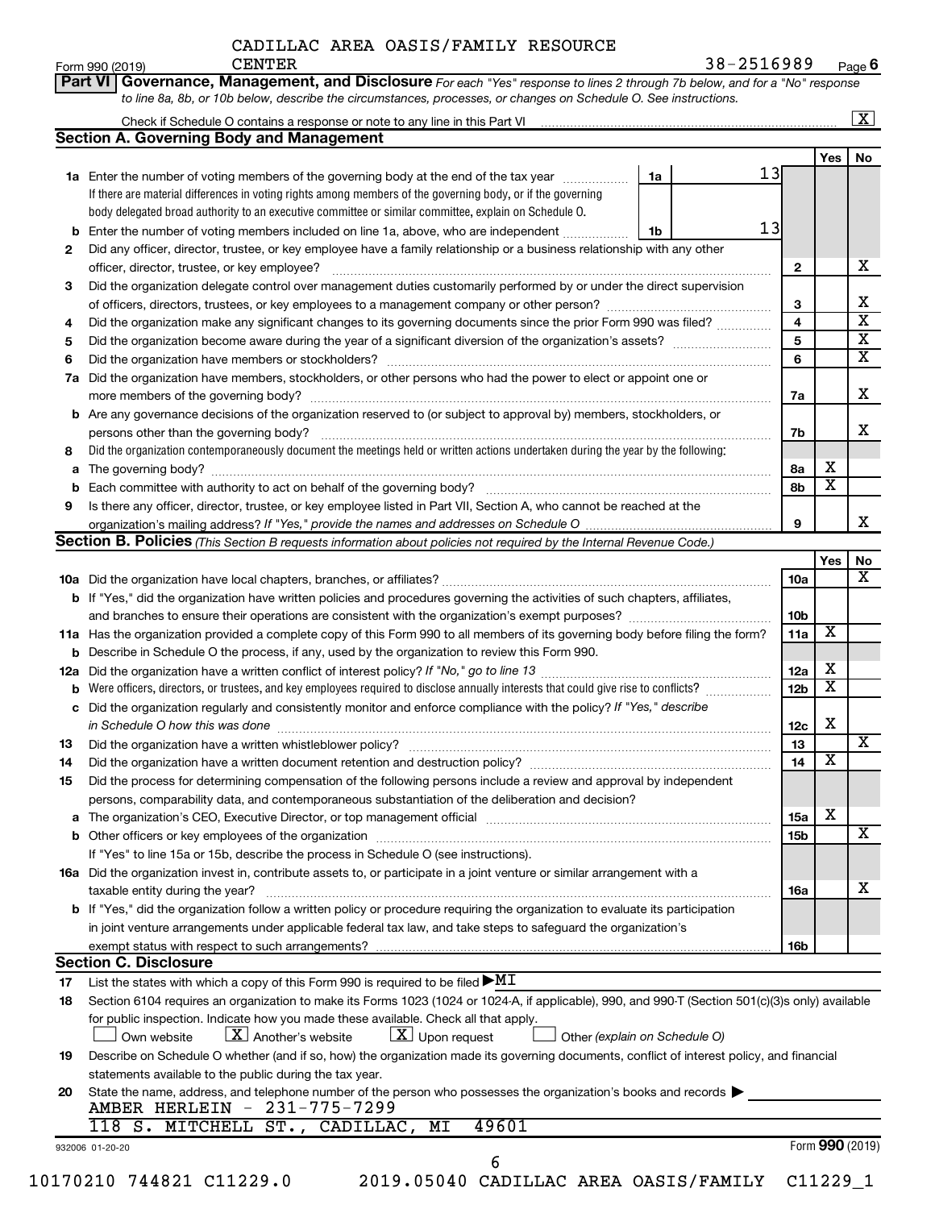CADILLAC AREA OASIS/FAMILY RESOURCE CENTER

Form 990 (2019) 38-2516989 Page **6**

**Part VI Governance, Management, and Disclosure** *For each "Yes" response to lines 2 through 7b below, and for a "No" response to line 8a, 8b, or 10b below, describe the circumstances, processes, or changes on Schedule O. See instructions.*

Check if Schedule O contains a response or note to any line in this Part VI [X]

## Section A. Governing Body and Management

| | | | Yes | No |
|---|---|---|---|---|
| **1a** | Enter the number of voting members of the governing body at the end of the tax year — **1a** 13 | | | |
| | If there are material differences in voting rights among members of the governing body, or if the governing body delegated broad authority to an executive committee or similar committee, explain on Schedule O. | | | |
| **b** | Enter the number of voting members included on line 1a, above, who are independent — **1b** 13 | | | |
| **2** | Did any officer, director, trustee, or key employee have a family relationship or a business relationship with any other officer, director, trustee, or key employee? | 2 | | X |
| **3** | Did the organization delegate control over management duties customarily performed by or under the direct supervision of officers, directors, trustees, or key employees to a management company or other person? | 3 | | X |
| **4** | Did the organization make any significant changes to its governing documents since the prior Form 990 was filed? | 4 | | X |
| **5** | Did the organization become aware during the year of a significant diversion of the organization's assets? | 5 | | X |
| **6** | Did the organization have members or stockholders? | 6 | | X |
| **7a** | Did the organization have members, stockholders, or other persons who had the power to elect or appoint one or more members of the governing body? | 7a | | X |
| **b** | Are any governance decisions of the organization reserved to (or subject to approval by) members, stockholders, or persons other than the governing body? | 7b | | X |
| **8** | Did the organization contemporaneously document the meetings held or written actions undertaken during the year by the following: | | | |
| **a** | The governing body? | 8a | X | |
| **b** | Each committee with authority to act on behalf of the governing body? | 8b | X | |
| **9** | Is there any officer, director, trustee, or key employee listed in Part VII, Section A, who cannot be reached at the organization's mailing address? *If "Yes," provide the names and addresses on Schedule O* | 9 | | X |

## Section B. Policies *(This Section B requests information about policies not required by the Internal Revenue Code.)*

| | | | Yes | No |
|---|---|---|---|---|
| **10a** | Did the organization have local chapters, branches, or affiliates? | 10a | | X |
| **b** | If "Yes," did the organization have written policies and procedures governing the activities of such chapters, affiliates, and branches to ensure their operations are consistent with the organization's exempt purposes? | 10b | | |
| **11a** | Has the organization provided a complete copy of this Form 990 to all members of its governing body before filing the form? | 11a | X | |
| **b** | Describe in Schedule O the process, if any, used by the organization to review this Form 990. | | | |
| **12a** | Did the organization have a written conflict of interest policy? *If "No," go to line 13* | 12a | X | |
| **b** | Were officers, directors, or trustees, and key employees required to disclose annually interests that could give rise to conflicts? | 12b | X | |
| **c** | Did the organization regularly and consistently monitor and enforce compliance with the policy? *If "Yes," describe in Schedule O how this was done* | 12c | X | |
| **13** | Did the organization have a written whistleblower policy? | 13 | | X |
| **14** | Did the organization have a written document retention and destruction policy? | 14 | X | |
| **15** | Did the process for determining compensation of the following persons include a review and approval by independent persons, comparability data, and contemporaneous substantiation of the deliberation and decision? | | | |
| **a** | The organization's CEO, Executive Director, or top management official | 15a | X | |
| **b** | Other officers or key employees of the organization | 15b | | X |
| | If "Yes" to line 15a or 15b, describe the process in Schedule O (see instructions). | | | |
| **16a** | Did the organization invest in, contribute assets to, or participate in a joint venture or similar arrangement with a taxable entity during the year? | 16a | | X |
| **b** | If "Yes," did the organization follow a written policy or procedure requiring the organization to evaluate its participation in joint venture arrangements under applicable federal tax law, and take steps to safeguard the organization's exempt status with respect to such arrangements? | 16b | | |

## Section C. Disclosure

**17** List the states with which a copy of this Form 990 is required to be filed ▶MI

**18** Section 6104 requires an organization to make its Forms 1023 (1024 or 1024-A, if applicable), 990, and 990-T (Section 501(c)(3)s only) available for public inspection. Indicate how you made these available. Check all that apply.

[ ] Own website [X] Another's website [X] Upon request [ ] Other *(explain on Schedule O)*

**19** Describe on Schedule O whether (and if so, how) the organization made its governing documents, conflict of interest policy, and financial statements available to the public during the tax year.

**20** State the name, address, and telephone number of the person who possesses the organization's books and records ▶

AMBER HERLEIN - 231-775-7299
118 S. MITCHELL ST., CADILLAC, MI 49601

932006 01-20-20 Form **990** (2019)

10170210 744821 C11229.0 2019.05040 CADILLAC AREA OASIS/FAMILY C11229_1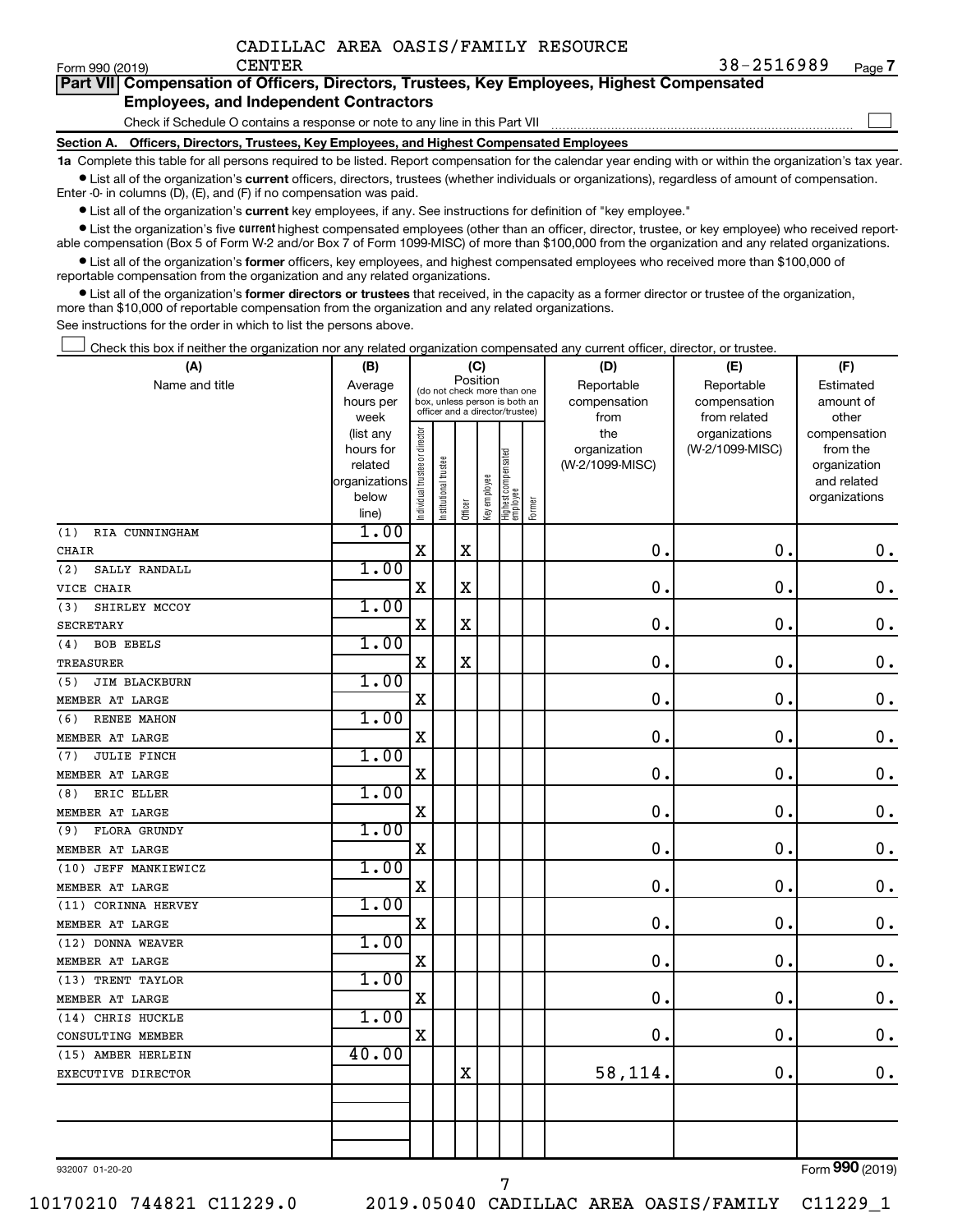CADILLAC AREA OASIS/FAMILY RESOURCE CENTER

Form 990 (2019) 38-2516989 Page 7

**Part VII Compensation of Officers, Directors, Trustees, Key Employees, Highest Compensated Employees, and Independent Contractors**

Check if Schedule O contains a response or note to any line in this Part VII

**Section A. Officers, Directors, Trustees, Key Employees, and Highest Compensated Employees**

**1a** Complete this table for all persons required to be listed. Report compensation for the calendar year ending with or within the organization's tax year.

- List all of the organization's **current** officers, directors, trustees (whether individuals or organizations), regardless of amount of compensation. Enter -0- in columns (D), (E), and (F) if no compensation was paid.
- List all of the organization's **current** key employees, if any. See instructions for definition of "key employee."
- List the organization's five **current** highest compensated employees (other than an officer, director, trustee, or key employee) who received reportable compensation (Box 5 of Form W-2 and/or Box 7 of Form 1099-MISC) of more than $100,000 from the organization and any related organizations.
- List all of the organization's **former** officers, key employees, and highest compensated employees who received more than $100,000 of reportable compensation from the organization and any related organizations.
- List all of the organization's **former directors or trustees** that received, in the capacity as a former director or trustee of the organization, more than $10,000 of reportable compensation from the organization and any related organizations.

See instructions for the order in which to list the persons above.

Check this box if neither the organization nor any related organization compensated any current officer, director, or trustee.

| (A) Name and title | (B) Average hours per week (list any hours for related organizations below line) | (C) Position: Individual trustee or director | Institutional trustee | Officer | Key employee | Highest compensated employee | Former | (D) Reportable compensation from the organization (W-2/1099-MISC) | (E) Reportable compensation from related organizations (W-2/1099-MISC) | (F) Estimated amount of other compensation from the organization and related organizations |
|---|---|---|---|---|---|---|---|---|---|---|
| (1) RIA CUNNINGHAM<br>CHAIR | 1.00 | X | | X | | | | 0. | 0. | 0. |
| (2) SALLY RANDALL<br>VICE CHAIR | 1.00 | X | | X | | | | 0. | 0. | 0. |
| (3) SHIRLEY MCCOY<br>SECRETARY | 1.00 | X | | X | | | | 0. | 0. | 0. |
| (4) BOB EBELS<br>TREASURER | 1.00 | X | | X | | | | 0. | 0. | 0. |
| (5) JIM BLACKBURN<br>MEMBER AT LARGE | 1.00 | X | | | | | | 0. | 0. | 0. |
| (6) RENEE MAHON<br>MEMBER AT LARGE | 1.00 | X | | | | | | 0. | 0. | 0. |
| (7) JULIE FINCH<br>MEMBER AT LARGE | 1.00 | X | | | | | | 0. | 0. | 0. |
| (8) ERIC ELLER<br>MEMBER AT LARGE | 1.00 | X | | | | | | 0. | 0. | 0. |
| (9) FLORA GRUNDY<br>MEMBER AT LARGE | 1.00 | X | | | | | | 0. | 0. | 0. |
| (10) JEFF MANKIEWICZ<br>MEMBER AT LARGE | 1.00 | X | | | | | | 0. | 0. | 0. |
| (11) CORINNA HERVEY<br>MEMBER AT LARGE | 1.00 | X | | | | | | 0. | 0. | 0. |
| (12) DONNA WEAVER<br>MEMBER AT LARGE | 1.00 | X | | | | | | 0. | 0. | 0. |
| (13) TRENT TAYLOR<br>MEMBER AT LARGE | 1.00 | X | | | | | | 0. | 0. | 0. |
| (14) CHRIS HUCKLE<br>CONSULTING MEMBER | 1.00 | X | | | | | | 0. | 0. | 0. |
| (15) AMBER HERLEIN<br>EXECUTIVE DIRECTOR | 40.00 | | | X | | | | 58,114. | 0. | 0. |
| | | | | | | | | | | |

932007 01-20-20

Form **990** (2019)

10170210 744821 C11229.0 2019.05040 CADILLAC AREA OASIS/FAMILY C11229_1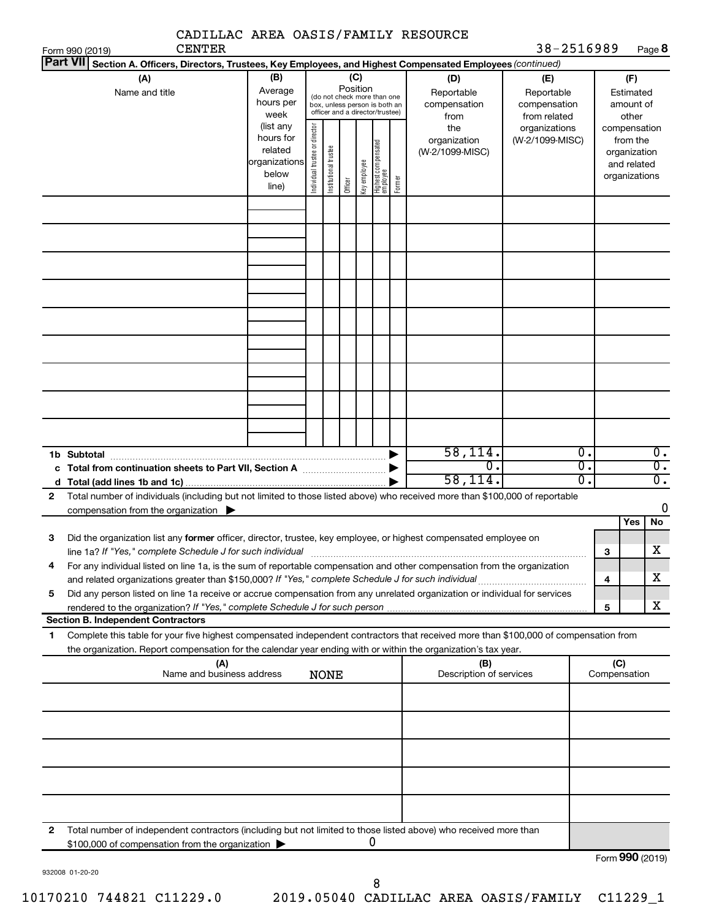CADILLAC AREA OASIS/FAMILY RESOURCE CENTER

Form 990 (2019) 38-2516989 Page **8**

**Part VII** Section A. Officers, Directors, Trustees, Key Employees, and Highest Compensated Employees *(continued)*

| (A) Name and title | (B) Average hours per week (list any hours for related organizations below line) | (C) Position: Individual trustee or director | Institutional trustee | Officer | Key employee | Highest compensated employee | Former | (D) Reportable compensation from the organization (W-2/1099-MISC) | (E) Reportable compensation from related organizations (W-2/1099-MISC) | (F) Estimated amount of other compensation from the organization and related organizations |
|---|---|---|---|---|---|---|---|---|---|---|
| | | | | | | | | | | |
| | | | | | | | | | | |
| | | | | | | | | | | |
| | | | | | | | | | | |
| | | | | | | | | | | |
| | | | | | | | | | | |
| | | | | | | | | | | |
| | | | | | | | | | | |
| | | | | | | | | | | |
| **1b Subtotal** | | | | | | | | 58,114. | 0. | 0. |
| **c Total from continuation sheets to Part VII, Section A** | | | | | | | | 0. | 0. | 0. |
| **d Total (add lines 1b and 1c)** | | | | | | | | 58,114. | 0. | 0. |

**2** Total number of individuals (including but not limited to those listed above) who received more than $100,000 of reportable compensation from the organization ▶ 0

| | | Yes | No |
|---|---|---|---|
| **3** Did the organization list any **former** officer, director, trustee, key employee, or highest compensated employee on line 1a? *If "Yes," complete Schedule J for such individual* | **3** | | X |
| **4** For any individual listed on line 1a, is the sum of reportable compensation and other compensation from the organization and related organizations greater than $150,000? *If "Yes," complete Schedule J for such individual* | **4** | | X |
| **5** Did any person listed on line 1a receive or accrue compensation from any unrelated organization or individual for services rendered to the organization? *If "Yes," complete Schedule J for such person* | **5** | | X |

**Section B. Independent Contractors**

**1** Complete this table for your five highest compensated independent contractors that received more than $100,000 of compensation from the organization. Report compensation for the calendar year ending with or within the organization's tax year.

| (A) Name and business address NONE | (B) Description of services | (C) Compensation |
|---|---|---|
| | | |
| | | |
| | | |
| | | |
| | | |

**2** Total number of independent contractors (including but not limited to those listed above) who received more than $100,000 of compensation from the organization ▶ 0

Form **990** (2019)

932008 01-20-20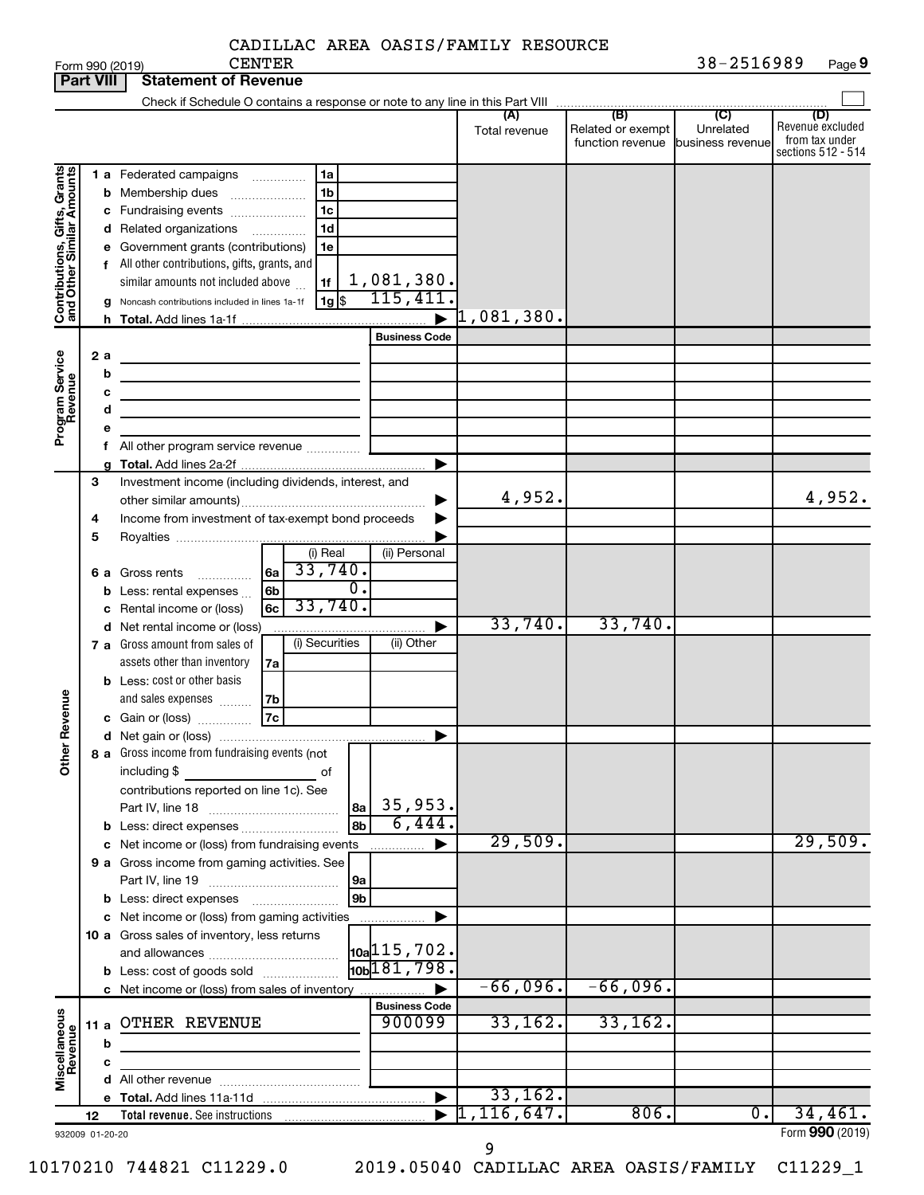CADILLAC AREA OASIS/FAMILY RESOURCE CENTER

Form 990 (2019) 38-2516989 Page **9**

## Part VIII Statement of Revenue

Check if Schedule O contains a response or note to any line in this Part VIII

| | | | (A) Total revenue | (B) Related or exempt function revenue | (C) Unrelated business revenue | (D) Revenue excluded from tax under sections 512 - 514 |
|---|---|---|---|---|---|---|
| **Contributions, Gifts, Grants and Other Similar Amounts** | 1 a Federated campaigns | 1a | | | | |
| | b Membership dues | 1b | | | | |
| | c Fundraising events | 1c | | | | |
| | d Related organizations | 1d | | | | |
| | e Government grants (contributions) | 1e | | | | |
| | f All other contributions, gifts, grants, and similar amounts not included above | 1f 1,081,380. | | | | |
| | g Noncash contributions included in lines 1a-1f | 1g $ 115,411. | | | | |
| | h **Total.** Add lines 1a-1f | ▶ | 1,081,380. | | | |
| **Program Service Revenue** | | Business Code | | | | |
| | 2 a | | | | | |
| | b | | | | | |
| | c | | | | | |
| | d | | | | | |
| | e | | | | | |
| | f All other program service revenue | | | | | |
| | g **Total.** Add lines 2a-2f | ▶ | | | | |
| **Other Revenue** | 3 Investment income (including dividends, interest, and other similar amounts) | ▶ | 4,952. | | | 4,952. |
| | 4 Income from investment of tax-exempt bond proceeds | ▶ | | | | |
| | 5 Royalties | ▶ | | | | |
| | | (i) Real / (ii) Personal | | | | |
| | 6 a Gross rents | 6a (i) 33,740. | | | | |
| | b Less: rental expenses | 6b (i) 0. | | | | |
| | c Rental income or (loss) | 6c (i) 33,740. | | | | |
| | d Net rental income or (loss) | ▶ | 33,740. | 33,740. | | |
| | 7 a Gross amount from sales of assets other than inventory | 7a (i) Securities / (ii) Other | | | | |
| | b Less: cost or other basis and sales expenses | 7b | | | | |
| | c Gain or (loss) | 7c | | | | |
| | d Net gain or (loss) | ▶ | | | | |
| | 8 a Gross income from fundraising events (not including $ of contributions reported on line 1c). See Part IV, line 18 | 8a 35,953. | | | | |
| | b Less: direct expenses | 8b 6,444. | | | | |
| | c Net income or (loss) from fundraising events | ▶ | 29,509. | | | 29,509. |
| | 9 a Gross income from gaming activities. See Part IV, line 19 | 9a | | | | |
| | b Less: direct expenses | 9b | | | | |
| | c Net income or (loss) from gaming activities | ▶ | | | | |
| | 10 a Gross sales of inventory, less returns and allowances | 10a 115,702. | | | | |
| | b Less: cost of goods sold | 10b 181,798. | | | | |
| | c Net income or (loss) from sales of inventory | ▶ | -66,096. | -66,096. | | |
| **Miscellaneous Revenue** | | Business Code | | | | |
| | 11 a OTHER REVENUE | 900099 | 33,162. | 33,162. | | |
| | b | | | | | |
| | c | | | | | |
| | d All other revenue | | | | | |
| | e **Total.** Add lines 11a-11d | ▶ | 33,162. | | | |
| | 12 **Total revenue.** See instructions | ▶ | 1,116,647. | 806. | 0. | 34,461. |

932009 01-20-20 Form **990** (2019)

10170210 744821 C11229.0 2019.05040 CADILLAC AREA OASIS/FAMILY C11229_1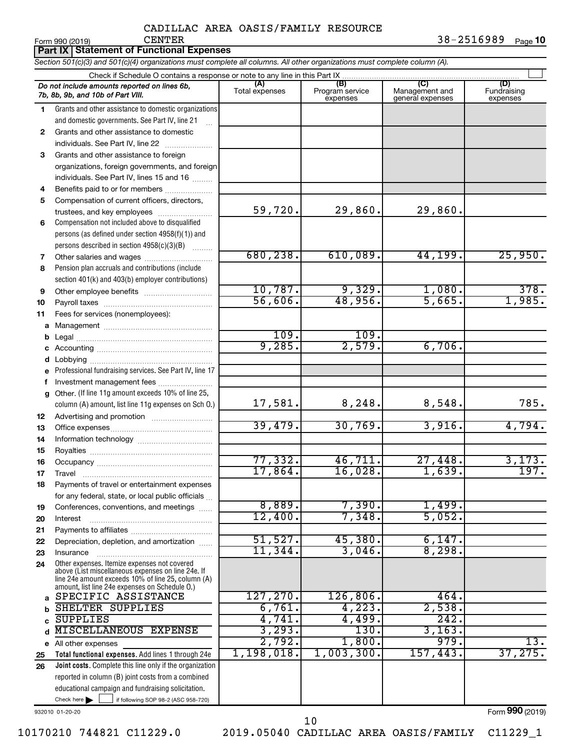CADILLAC AREA OASIS/FAMILY RESOURCE CENTER

Form 990 (2019) 38-2516989 Page 10

**Part IX | Statement of Functional Expenses**

*Section 501(c)(3) and 501(c)(4) organizations must complete all columns. All other organizations must complete column (A).*

Check if Schedule O contains a response or note to any line in this Part IX

| | *Do not include amounts reported on lines 6b, 7b, 8b, 9b, and 10b of Part VIII.* | (A) Total expenses | (B) Program service expenses | (C) Management and general expenses | (D) Fundraising expenses |
|---|---|---|---|---|---|
| 1 | Grants and other assistance to domestic organizations and domestic governments. See Part IV, line 21 | | | | |
| 2 | Grants and other assistance to domestic individuals. See Part IV, line 22 | | | | |
| 3 | Grants and other assistance to foreign organizations, foreign governments, and foreign individuals. See Part IV, lines 15 and 16 | | | | |
| 4 | Benefits paid to or for members | | | | |
| 5 | Compensation of current officers, directors, trustees, and key employees | 59,720. | 29,860. | 29,860. | |
| 6 | Compensation not included above to disqualified persons (as defined under section 4958(f)(1)) and persons described in section 4958(c)(3)(B) | | | | |
| 7 | Other salaries and wages | 680,238. | 610,089. | 44,199. | 25,950. |
| 8 | Pension plan accruals and contributions (include section 401(k) and 403(b) employer contributions) | | | | |
| 9 | Other employee benefits | 10,787. | 9,329. | 1,080. | 378. |
| 10 | Payroll taxes | 56,606. | 48,956. | 5,665. | 1,985. |
| 11 | Fees for services (nonemployees): | | | | |
| a | Management | | | | |
| b | Legal | 109. | 109. | | |
| c | Accounting | 9,285. | 2,579. | 6,706. | |
| d | Lobbying | | | | |
| e | Professional fundraising services. See Part IV, line 17 | | | | |
| f | Investment management fees | | | | |
| g | Other. (If line 11g amount exceeds 10% of line 25, column (A) amount, list line 11g expenses on Sch O.) | 17,581. | 8,248. | 8,548. | 785. |
| 12 | Advertising and promotion | | | | |
| 13 | Office expenses | 39,479. | 30,769. | 3,916. | 4,794. |
| 14 | Information technology | | | | |
| 15 | Royalties | | | | |
| 16 | Occupancy | 77,332. | 46,711. | 27,448. | 3,173. |
| 17 | Travel | 17,864. | 16,028. | 1,639. | 197. |
| 18 | Payments of travel or entertainment expenses for any federal, state, or local public officials | | | | |
| 19 | Conferences, conventions, and meetings | 8,889. | 7,390. | 1,499. | |
| 20 | Interest | 12,400. | 7,348. | 5,052. | |
| 21 | Payments to affiliates | | | | |
| 22 | Depreciation, depletion, and amortization | 51,527. | 45,380. | 6,147. | |
| 23 | Insurance | 11,344. | 3,046. | 8,298. | |
| 24 | Other expenses. Itemize expenses not covered above (List miscellaneous expenses on line 24e. If line 24e amount exceeds 10% of line 25, column (A) amount, list line 24e expenses on Schedule O.) | | | | |
| a | SPECIFIC ASSISTANCE | 127,270. | 126,806. | 464. | |
| b | SHELTER SUPPLIES | 6,761. | 4,223. | 2,538. | |
| c | SUPPLIES | 4,741. | 4,499. | 242. | |
| d | MISCELLANEOUS EXPENSE | 3,293. | 130. | 3,163. | |
| e | All other expenses | 2,792. | 1,800. | 979. | 13. |
| 25 | **Total functional expenses.** Add lines 1 through 24e | 1,198,018. | 1,003,300. | 157,443. | 37,275. |
| 26 | **Joint costs.** Complete this line only if the organization reported in column (B) joint costs from a combined educational campaign and fundraising solicitation. Check here ☐ if following SOP 98-2 (ASC 958-720) | | | | |

932010 01-20-20

Form **990** (2019)

10170210 744821 C11229.0 2019.05040 CADILLAC AREA OASIS/FAMILY C11229_1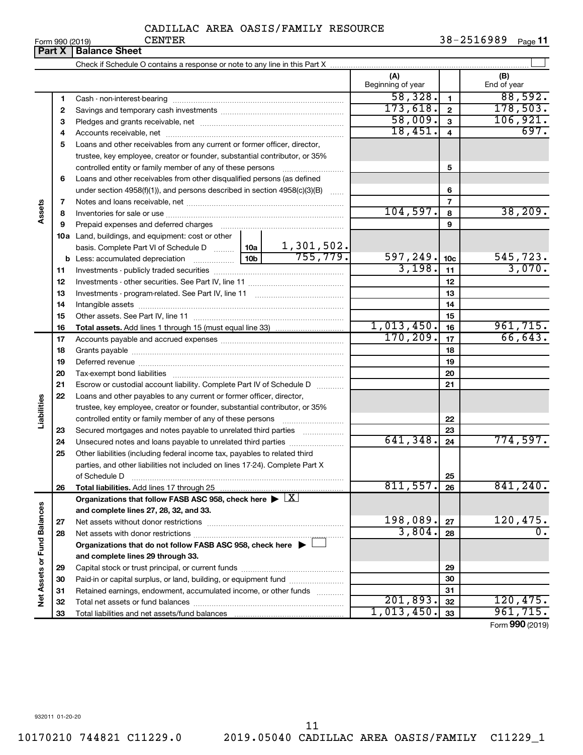CADILLAC AREA OASIS/FAMILY RESOURCE CENTER

Form 990 (2019) 38-2516989 Page 11

**Part X | Balance Sheet**

Check if Schedule O contains a response or note to any line in this Part X

| | | | (A) Beginning of year | | (B) End of year |
|---|---|---|---|---|---|
| Assets | 1 | Cash - non-interest-bearing | 58,328. | 1 | 88,592. |
| | 2 | Savings and temporary cash investments | 173,618. | 2 | 178,503. |
| | 3 | Pledges and grants receivable, net | 58,009. | 3 | 106,921. |
| | 4 | Accounts receivable, net | 18,451. | 4 | 697. |
| | 5 | Loans and other receivables from any current or former officer, director, trustee, key employee, creator or founder, substantial contributor, or 35% controlled entity or family member of any of these persons | | 5 | |
| | 6 | Loans and other receivables from other disqualified persons (as defined under section 4958(f)(1)), and persons described in section 4958(c)(3)(B) | | 6 | |
| | 7 | Notes and loans receivable, net | | 7 | |
| | 8 | Inventories for sale or use | 104,597. | 8 | 38,209. |
| | 9 | Prepaid expenses and deferred charges | | 9 | |
| | 10a | Land, buildings, and equipment: cost or other basis. Complete Part VI of Schedule D ... 10a: 1,301,502. | | | |
| | b | Less: accumulated depreciation ... 10b: 755,779. | 597,249. | 10c | 545,723. |
| | 11 | Investments - publicly traded securities | 3,198. | 11 | 3,070. |
| | 12 | Investments - other securities. See Part IV, line 11 | | 12 | |
| | 13 | Investments - program-related. See Part IV, line 11 | | 13 | |
| | 14 | Intangible assets | | 14 | |
| | 15 | Other assets. See Part IV, line 11 | | 15 | |
| | 16 | **Total assets.** Add lines 1 through 15 (must equal line 33) | 1,013,450. | 16 | 961,715. |
| Liabilities | 17 | Accounts payable and accrued expenses | 170,209. | 17 | 66,643. |
| | 18 | Grants payable | | 18 | |
| | 19 | Deferred revenue | | 19 | |
| | 20 | Tax-exempt bond liabilities | | 20 | |
| | 21 | Escrow or custodial account liability. Complete Part IV of Schedule D | | 21 | |
| | 22 | Loans and other payables to any current or former officer, director, trustee, key employee, creator or founder, substantial contributor, or 35% controlled entity or family member of any of these persons | | 22 | |
| | 23 | Secured mortgages and notes payable to unrelated third parties | | 23 | |
| | 24 | Unsecured notes and loans payable to unrelated third parties | 641,348. | 24 | 774,597. |
| | 25 | Other liabilities (including federal income tax, payables to related third parties, and other liabilities not included on lines 17-24). Complete Part X of Schedule D | | 25 | |
| | 26 | **Total liabilities.** Add lines 17 through 25 | 811,557. | 26 | 841,240. |
| Net Assets or Fund Balances | | **Organizations that follow FASB ASC 958, check here** ▶ [X] **and complete lines 27, 28, 32, and 33.** | | | |
| | 27 | Net assets without donor restrictions | 198,089. | 27 | 120,475. |
| | 28 | Net assets with donor restrictions | 3,804. | 28 | 0. |
| | | **Organizations that do not follow FASB ASC 958, check here** ▶ [ ] **and complete lines 29 through 33.** | | | |
| | 29 | Capital stock or trust principal, or current funds | | 29 | |
| | 30 | Paid-in or capital surplus, or land, building, or equipment fund | | 30 | |
| | 31 | Retained earnings, endowment, accumulated income, or other funds | | 31 | |
| | 32 | Total net assets or fund balances | 201,893. | 32 | 120,475. |
| | 33 | Total liabilities and net assets/fund balances | 1,013,450. | 33 | 961,715. |

Form **990** (2019)

932011 01-20-20

10170210 744821 C11229.0 2019.05040 CADILLAC AREA OASIS/FAMILY C11229_1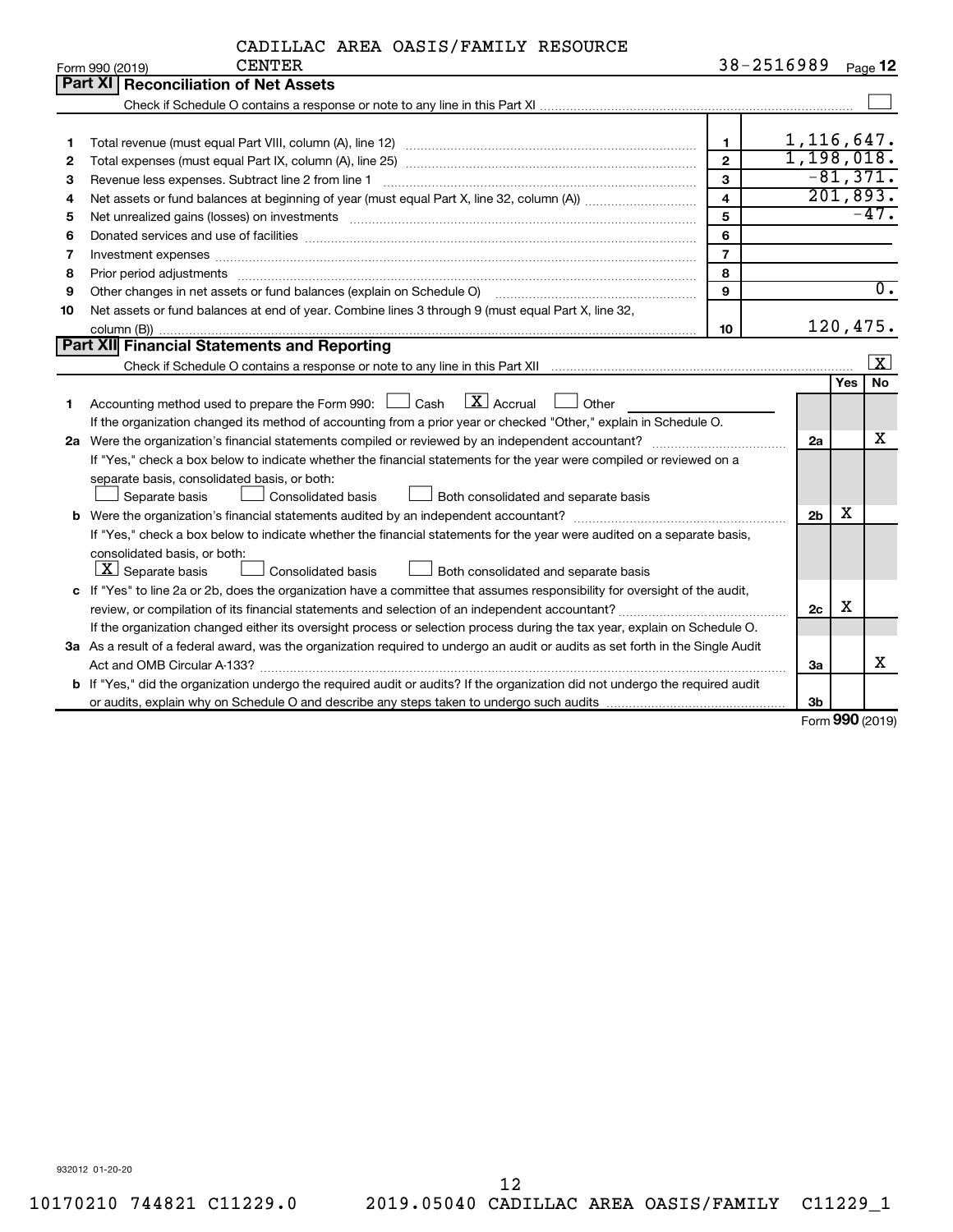CADILLAC AREA OASIS/FAMILY RESOURCE CENTER

Form 990 (2019) 38-2516989 Page 12

## Part XI Reconciliation of Net Assets

Check if Schedule O contains a response or note to any line in this Part XI ☐

| | | | |
|---|---|---|---|
| 1 | Total revenue (must equal Part VIII, column (A), line 12) | 1 | 1,116,647. |
| 2 | Total expenses (must equal Part IX, column (A), line 25) | 2 | 1,198,018. |
| 3 | Revenue less expenses. Subtract line 2 from line 1 | 3 | -81,371. |
| 4 | Net assets or fund balances at beginning of year (must equal Part X, line 32, column (A)) | 4 | 201,893. |
| 5 | Net unrealized gains (losses) on investments | 5 | -47. |
| 6 | Donated services and use of facilities | 6 | |
| 7 | Investment expenses | 7 | |
| 8 | Prior period adjustments | 8 | |
| 9 | Other changes in net assets or fund balances (explain on Schedule O) | 9 | 0. |
| 10 | Net assets or fund balances at end of year. Combine lines 3 through 9 (must equal Part X, line 32, column (B)) | 10 | 120,475. |

## Part XII Financial Statements and Reporting

Check if Schedule O contains a response or note to any line in this Part XII ☒

| | | | Yes | No |
|---|---|---|---|---|
| 1 | Accounting method used to prepare the Form 990: ☐ Cash ☒ Accrual ☐ Other<br>If the organization changed its method of accounting from a prior year or checked "Other," explain in Schedule O. | | | |
| 2a | Were the organization's financial statements compiled or reviewed by an independent accountant?<br>If "Yes," check a box below to indicate whether the financial statements for the year were compiled or reviewed on a separate basis, consolidated basis, or both:<br>☐ Separate basis ☐ Consolidated basis ☐ Both consolidated and separate basis | 2a | | X |
| b | Were the organization's financial statements audited by an independent accountant?<br>If "Yes," check a box below to indicate whether the financial statements for the year were audited on a separate basis, consolidated basis, or both:<br>☒ Separate basis ☐ Consolidated basis ☐ Both consolidated and separate basis | 2b | X | |
| c | If "Yes" to line 2a or 2b, does the organization have a committee that assumes responsibility for oversight of the audit, review, or compilation of its financial statements and selection of an independent accountant?<br>If the organization changed either its oversight process or selection process during the tax year, explain on Schedule O. | 2c | X | |
| 3a | As a result of a federal award, was the organization required to undergo an audit or audits as set forth in the Single Audit Act and OMB Circular A-133? | 3a | | X |
| b | If "Yes," did the organization undergo the required audit or audits? If the organization did not undergo the required audit or audits, explain why on Schedule O and describe any steps taken to undergo such audits | 3b | | |

Form **990** (2019)

932012 01-20-20

10170210 744821 C11229.0 2019.05040 CADILLAC AREA OASIS/FAMILY C11229_1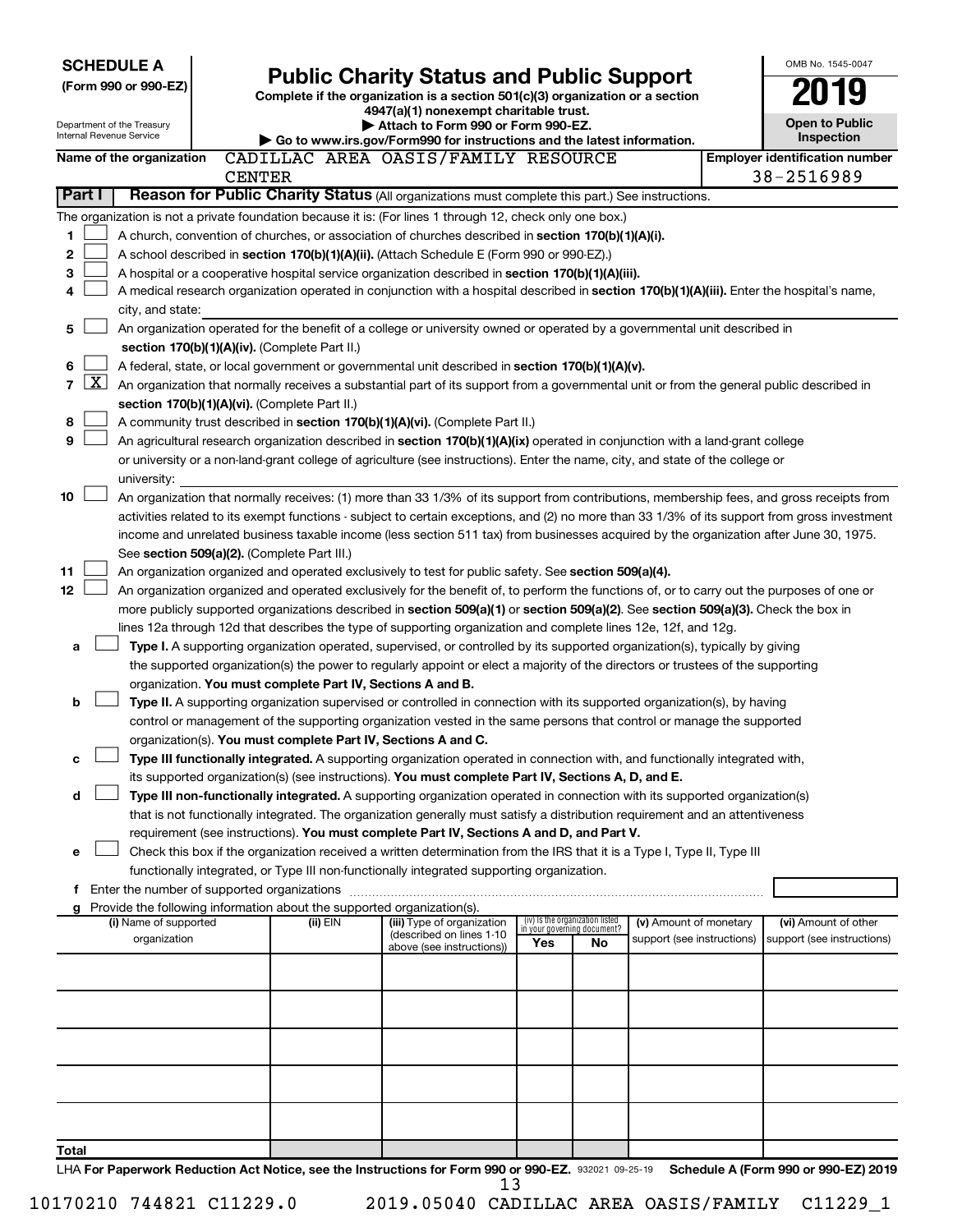**SCHEDULE A**
**(Form 990 or 990-EZ)**

Department of the Treasury
Internal Revenue Service

# Public Charity Status and Public Support

**Complete if the organization is a section 501(c)(3) organization or a section 4947(a)(1) nonexempt charitable trust.**
**▶ Attach to Form 990 or Form 990-EZ.**
**▶ Go to www.irs.gov/Form990 for instructions and the latest information.**

OMB No. 1545-0047
**2019**
**Open to Public Inspection**

**Name of the organization** CADILLAC AREA OASIS/FAMILY RESOURCE CENTER

**Employer identification number** 38-2516989

**Part I** **Reason for Public Charity Status** (All organizations must complete this part.) See instructions.

The organization is not a private foundation because it is: (For lines 1 through 12, check only one box.)

1 [ ] A church, convention of churches, or association of churches described in **section 170(b)(1)(A)(i).**

2 [ ] A school described in **section 170(b)(1)(A)(ii).** (Attach Schedule E (Form 990 or 990-EZ).)

3 [ ] A hospital or a cooperative hospital service organization described in **section 170(b)(1)(A)(iii).**

4 [ ] A medical research organization operated in conjunction with a hospital described in **section 170(b)(1)(A)(iii).** Enter the hospital's name, city, and state:

5 [ ] An organization operated for the benefit of a college or university owned or operated by a governmental unit described in **section 170(b)(1)(A)(iv).** (Complete Part II.)

6 [ ] A federal, state, or local government or governmental unit described in **section 170(b)(1)(A)(v).**

7 [X] An organization that normally receives a substantial part of its support from a governmental unit or from the general public described in **section 170(b)(1)(A)(vi).** (Complete Part II.)

8 [ ] A community trust described in **section 170(b)(1)(A)(vi).** (Complete Part II.)

9 [ ] An agricultural research organization described in **section 170(b)(1)(A)(ix)** operated in conjunction with a land-grant college or university or a non-land-grant college of agriculture (see instructions). Enter the name, city, and state of the college or university:

10 [ ] An organization that normally receives: (1) more than 33 1/3% of its support from contributions, membership fees, and gross receipts from activities related to its exempt functions - subject to certain exceptions, and (2) no more than 33 1/3% of its support from gross investment income and unrelated business taxable income (less section 511 tax) from businesses acquired by the organization after June 30, 1975. See **section 509(a)(2).** (Complete Part III.)

11 [ ] An organization organized and operated exclusively to test for public safety. See **section 509(a)(4).**

12 [ ] An organization organized and operated exclusively for the benefit of, to perform the functions of, or to carry out the purposes of one or more publicly supported organizations described in **section 509(a)(1)** or **section 509(a)(2)**. See **section 509(a)(3).** Check the box in lines 12a through 12d that describes the type of supporting organization and complete lines 12e, 12f, and 12g.

a [ ] **Type I.** A supporting organization operated, supervised, or controlled by its supported organization(s), typically by giving the supported organization(s) the power to regularly appoint or elect a majority of the directors or trustees of the supporting organization. **You must complete Part IV, Sections A and B.**

b [ ] **Type II.** A supporting organization supervised or controlled in connection with its supported organization(s), by having control or management of the supporting organization vested in the same persons that control or manage the supported organization(s). **You must complete Part IV, Sections A and C.**

c [ ] **Type III functionally integrated.** A supporting organization operated in connection with, and functionally integrated with, its supported organization(s) (see instructions). **You must complete Part IV, Sections A, D, and E.**

d [ ] **Type III non-functionally integrated.** A supporting organization operated in connection with its supported organization(s) that is not functionally integrated. The organization generally must satisfy a distribution requirement and an attentiveness requirement (see instructions). **You must complete Part IV, Sections A and D, and Part V.**

e [ ] Check this box if the organization received a written determination from the IRS that it is a Type I, Type II, Type III functionally integrated, or Type III non-functionally integrated supporting organization.

f Enter the number of supported organizations

g Provide the following information about the supported organization(s).

| (i) Name of supported organization | (ii) EIN | (iii) Type of organization (described on lines 1-10 above (see instructions)) | (iv) Is the organization listed in your governing document? Yes | No | (v) Amount of monetary support (see instructions) | (vi) Amount of other support (see instructions) |
|---|---|---|---|---|---|---|
| | | | | | | |
| | | | | | | |
| | | | | | | |
| | | | | | | |
| | | | | | | |
| **Total** | | | | | | |

LHA **For Paperwork Reduction Act Notice, see the Instructions for Form 990 or 990-EZ.** 932021 09-25-19 **Schedule A (Form 990 or 990-EZ) 2019**

10170210 744821 C11229.0 2019.05040 CADILLAC AREA OASIS/FAMILY C11229_1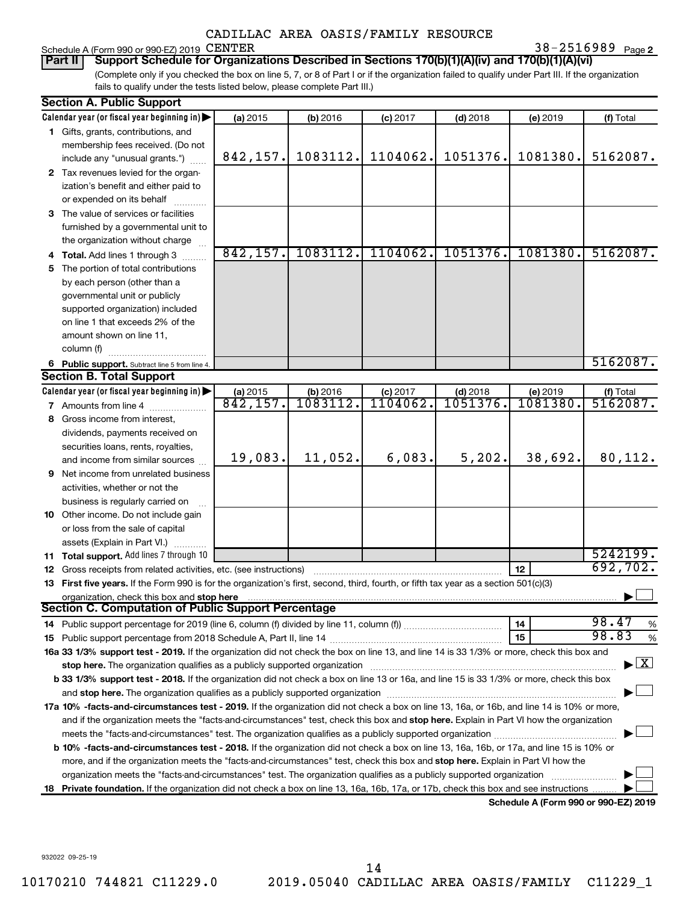CADILLAC AREA OASIS/FAMILY RESOURCE

Schedule A (Form 990 or 990-EZ) 2019 CENTER 38-2516989 Page 2

**Part II** **Support Schedule for Organizations Described in Sections 170(b)(1)(A)(iv) and 170(b)(1)(A)(vi)**

(Complete only if you checked the box on line 5, 7, or 8 of Part I or if the organization failed to qualify under Part III. If the organization fails to qualify under the tests listed below, please complete Part III.)

**Section A. Public Support**

| Calendar year (or fiscal year beginning in) | (a) 2015 | (b) 2016 | (c) 2017 | (d) 2018 | (e) 2019 | (f) Total |
|---|---|---|---|---|---|---|
| 1 Gifts, grants, contributions, and membership fees received. (Do not include any "unusual grants.") | 842,157. | 1083112. | 1104062. | 1051376. | 1081380. | 5162087. |
| 2 Tax revenues levied for the organization's benefit and either paid to or expended on its behalf | | | | | | |
| 3 The value of services or facilities furnished by a governmental unit to the organization without charge | | | | | | |
| 4 **Total.** Add lines 1 through 3 | 842,157. | 1083112. | 1104062. | 1051376. | 1081380. | 5162087. |
| 5 The portion of total contributions by each person (other than a governmental unit or publicly supported organization) included on line 1 that exceeds 2% of the amount shown on line 11, column (f) | | | | | | |
| 6 **Public support.** Subtract line 5 from line 4. | | | | | | 5162087. |

**Section B. Total Support**

| Calendar year (or fiscal year beginning in) | (a) 2015 | (b) 2016 | (c) 2017 | (d) 2018 | (e) 2019 | (f) Total |
|---|---|---|---|---|---|---|
| 7 Amounts from line 4 | 842,157. | 1083112. | 1104062. | 1051376. | 1081380. | 5162087. |
| 8 Gross income from interest, dividends, payments received on securities loans, rents, royalties, and income from similar sources | 19,083. | 11,052. | 6,083. | 5,202. | 38,692. | 80,112. |
| 9 Net income from unrelated business activities, whether or not the business is regularly carried on | | | | | | |
| 10 Other income. Do not include gain or loss from the sale of capital assets (Explain in Part VI.) | | | | | | |
| 11 **Total support.** Add lines 7 through 10 | | | | | | 5242199. |
| 12 Gross receipts from related activities, etc. (see instructions) | | | | | 12 | 692,702. |

13 **First five years.** If the Form 990 is for the organization's first, second, third, fourth, or fifth tax year as a section 501(c)(3) organization, check this box and **stop here** ☐

**Section C. Computation of Public Support Percentage**

| | | |
|---|---|---|
| 14 Public support percentage for 2019 (line 6, column (f) divided by line 11, column (f)) | 14 | 98.47 % |
| 15 Public support percentage from 2018 Schedule A, Part II, line 14 | 15 | 98.83 % |

**16a 33 1/3% support test - 2019.** If the organization did not check the box on line 13, and line 14 is 33 1/3% or more, check this box and **stop here.** The organization qualifies as a publicly supported organization ☒

**b 33 1/3% support test - 2018.** If the organization did not check a box on line 13 or 16a, and line 15 is 33 1/3% or more, check this box and **stop here.** The organization qualifies as a publicly supported organization ☐

**17a 10% -facts-and-circumstances test - 2019.** If the organization did not check a box on line 13, 16a, or 16b, and line 14 is 10% or more, and if the organization meets the "facts-and-circumstances" test, check this box and **stop here.** Explain in Part VI how the organization meets the "facts-and-circumstances" test. The organization qualifies as a publicly supported organization ☐

**b 10% -facts-and-circumstances test - 2018.** If the organization did not check a box on line 13, 16a, 16b, or 17a, and line 15 is 10% or more, and if the organization meets the "facts-and-circumstances" test, check this box and **stop here.** Explain in Part VI how the organization meets the "facts-and-circumstances" test. The organization qualifies as a publicly supported organization ☐

**18 Private foundation.** If the organization did not check a box on line 13, 16a, 16b, 17a, or 17b, check this box and see instructions ☐

**Schedule A (Form 990 or 990-EZ) 2019**

932022 09-25-19

10170210 744821 C11229.0 2019.05040 CADILLAC AREA OASIS/FAMILY C11229_1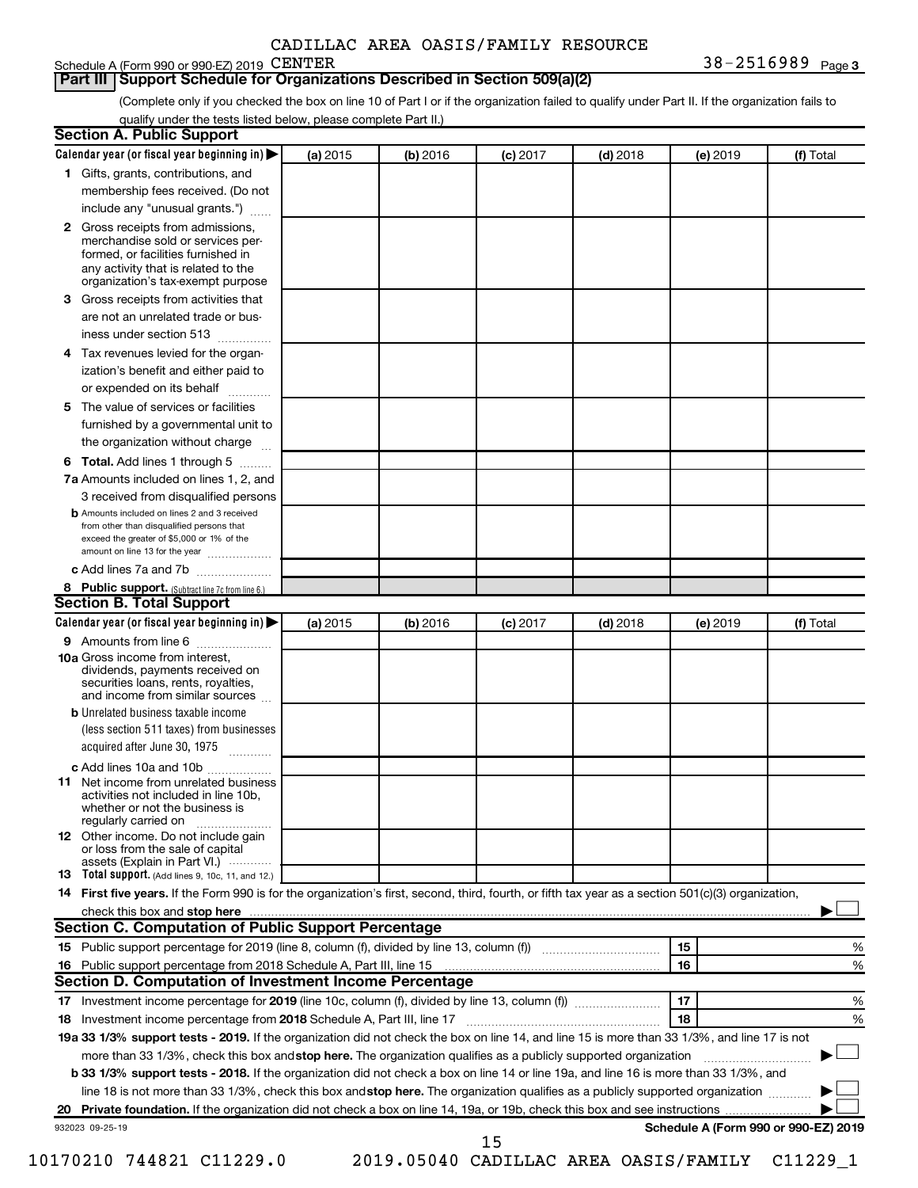CADILLAC AREA OASIS/FAMILY RESOURCE

Schedule A (Form 990 or 990-EZ) 2019 CENTER 38-2516989 Page 3

## Part III Support Schedule for Organizations Described in Section 509(a)(2)

(Complete only if you checked the box on line 10 of Part I or if the organization failed to qualify under Part II. If the organization fails to qualify under the tests listed below, please complete Part II.)

### Section A. Public Support

| Calendar year (or fiscal year beginning in) ▶ | (a) 2015 | (b) 2016 | (c) 2017 | (d) 2018 | (e) 2019 | (f) Total |
|---|---|---|---|---|---|---|
| 1 Gifts, grants, contributions, and membership fees received. (Do not include any "unusual grants.") | | | | | | |
| 2 Gross receipts from admissions, merchandise sold or services performed, or facilities furnished in any activity that is related to the organization's tax-exempt purpose | | | | | | |
| 3 Gross receipts from activities that are not an unrelated trade or business under section 513 | | | | | | |
| 4 Tax revenues levied for the organization's benefit and either paid to or expended on its behalf | | | | | | |
| 5 The value of services or facilities furnished by a governmental unit to the organization without charge | | | | | | |
| 6 Total. Add lines 1 through 5 | | | | | | |
| 7a Amounts included on lines 1, 2, and 3 received from disqualified persons | | | | | | |
| b Amounts included on lines 2 and 3 received from other than disqualified persons that exceed the greater of $5,000 or 1% of the amount on line 13 for the year | | | | | | |
| c Add lines 7a and 7b | | | | | | |
| 8 Public support. (Subtract line 7c from line 6.) | | | | | | |

### Section B. Total Support

| Calendar year (or fiscal year beginning in) ▶ | (a) 2015 | (b) 2016 | (c) 2017 | (d) 2018 | (e) 2019 | (f) Total |
|---|---|---|---|---|---|---|
| 9 Amounts from line 6 | | | | | | |
| 10a Gross income from interest, dividends, payments received on securities loans, rents, royalties, and income from similar sources | | | | | | |
| b Unrelated business taxable income (less section 511 taxes) from businesses acquired after June 30, 1975 | | | | | | |
| c Add lines 10a and 10b | | | | | | |
| 11 Net income from unrelated business activities not included in line 10b, whether or not the business is regularly carried on | | | | | | |
| 12 Other income. Do not include gain or loss from the sale of capital assets (Explain in Part VI.) | | | | | | |
| 13 Total support. (Add lines 9, 10c, 11, and 12.) | | | | | | |

14 **First five years.** If the Form 990 is for the organization's first, second, third, fourth, or fifth tax year as a section 501(c)(3) organization, check this box and **stop here** ▶ ☐

### Section C. Computation of Public Support Percentage

| | | |
|---|---|---|
| 15 Public support percentage for 2019 (line 8, column (f), divided by line 13, column (f)) | 15 | % |
| 16 Public support percentage from 2018 Schedule A, Part III, line 15 | 16 | % |

### Section D. Computation of Investment Income Percentage

| | | |
|---|---|---|
| 17 Investment income percentage for **2019** (line 10c, column (f), divided by line 13, column (f)) | 17 | % |
| 18 Investment income percentage from **2018** Schedule A, Part III, line 17 | 18 | % |

**19a 33 1/3% support tests - 2019.** If the organization did not check the box on line 14, and line 15 is more than 33 1/3%, and line 17 is not more than 33 1/3%, check this box and **stop here.** The organization qualifies as a publicly supported organization ▶ ☐

**b 33 1/3% support tests - 2018.** If the organization did not check a box on line 14 or line 19a, and line 16 is more than 33 1/3%, and line 18 is not more than 33 1/3%, check this box and **stop here.** The organization qualifies as a publicly supported organization ▶ ☐

**20 Private foundation.** If the organization did not check a box on line 14, 19a, or 19b, check this box and see instructions ▶ ☐

932023 09-25-19 **Schedule A (Form 990 or 990-EZ) 2019**

10170210 744821 C11229.0 2019.05040 CADILLAC AREA OASIS/FAMILY C11229_1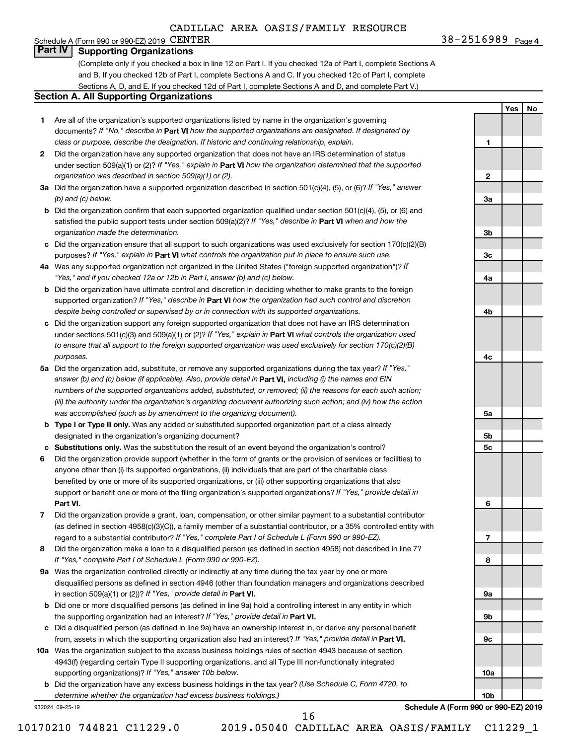CADILLAC AREA OASIS/FAMILY RESOURCE CENTER 38-2516989

## Part IV Supporting Organizations

(Complete only if you checked a box in line 12 on Part I. If you checked 12a of Part I, complete Sections A and B. If you checked 12b of Part I, complete Sections A and C. If you checked 12c of Part I, complete Sections A, D, and E. If you checked 12d of Part I, complete Sections A and D, and complete Part V.)

### Section A. All Supporting Organizations

| | | Line | Yes | No |
|---|---|---|---|---|
| 1 | Are all of the organization's supported organizations listed by name in the organization's governing documents? *If "No," describe in* **Part VI** *how the supported organizations are designated. If designated by class or purpose, describe the designation. If historic and continuing relationship, explain.* | 1 | | |
| 2 | Did the organization have any supported organization that does not have an IRS determination of status under section 509(a)(1) or (2)? *If "Yes," explain in* **Part VI** *how the organization determined that the supported organization was described in section 509(a)(1) or (2).* | 2 | | |
| 3a | Did the organization have a supported organization described in section 501(c)(4), (5), or (6)? *If "Yes," answer (b) and (c) below.* | 3a | | |
| b | Did the organization confirm that each supported organization qualified under section 501(c)(4), (5), or (6) and satisfied the public support tests under section 509(a)(2)? *If "Yes," describe in* **Part VI** *when and how the organization made the determination.* | 3b | | |
| c | Did the organization ensure that all support to such organizations was used exclusively for section 170(c)(2)(B) purposes? *If "Yes," explain in* **Part VI** *what controls the organization put in place to ensure such use.* | 3c | | |
| 4a | Was any supported organization not organized in the United States ("foreign supported organization")? *If "Yes," and if you checked 12a or 12b in Part I, answer (b) and (c) below.* | 4a | | |
| b | Did the organization have ultimate control and discretion in deciding whether to make grants to the foreign supported organization? *If "Yes," describe in* **Part VI** *how the organization had such control and discretion despite being controlled or supervised by or in connection with its supported organizations.* | 4b | | |
| c | Did the organization support any foreign supported organization that does not have an IRS determination under sections 501(c)(3) and 509(a)(1) or (2)? *If "Yes," explain in* **Part VI** *what controls the organization used to ensure that all support to the foreign supported organization was used exclusively for section 170(c)(2)(B) purposes.* | 4c | | |
| 5a | Did the organization add, substitute, or remove any supported organizations during the tax year? *If "Yes," answer (b) and (c) below (if applicable). Also, provide detail in* **Part VI,** *including (i) the names and EIN numbers of the supported organizations added, substituted, or removed; (ii) the reasons for each such action; (iii) the authority under the organization's organizing document authorizing such action; and (iv) how the action was accomplished (such as by amendment to the organizing document).* | 5a | | |
| b | **Type I or Type II only.** Was any added or substituted supported organization part of a class already designated in the organization's organizing document? | 5b | | |
| c | **Substitutions only.** Was the substitution the result of an event beyond the organization's control? | 5c | | |
| 6 | Did the organization provide support (whether in the form of grants or the provision of services or facilities) to anyone other than (i) its supported organizations, (ii) individuals that are part of the charitable class benefited by one or more of its supported organizations, or (iii) other supporting organizations that also support or benefit one or more of the filing organization's supported organizations? *If "Yes," provide detail in* **Part VI.** | 6 | | |
| 7 | Did the organization provide a grant, loan, compensation, or other similar payment to a substantial contributor (as defined in section 4958(c)(3)(C)), a family member of a substantial contributor, or a 35% controlled entity with regard to a substantial contributor? *If "Yes," complete Part I of Schedule L (Form 990 or 990-EZ).* | 7 | | |
| 8 | Did the organization make a loan to a disqualified person (as defined in section 4958) not described in line 7? *If "Yes," complete Part I of Schedule L (Form 990 or 990-EZ).* | 8 | | |
| 9a | Was the organization controlled directly or indirectly at any time during the tax year by one or more disqualified persons as defined in section 4946 (other than foundation managers and organizations described in section 509(a)(1) or (2))? *If "Yes," provide detail in* **Part VI.** | 9a | | |
| b | Did one or more disqualified persons (as defined in line 9a) hold a controlling interest in any entity in which the supporting organization had an interest? *If "Yes," provide detail in* **Part VI.** | 9b | | |
| c | Did a disqualified person (as defined in line 9a) have an ownership interest in, or derive any personal benefit from, assets in which the supporting organization also had an interest? *If "Yes," provide detail in* **Part VI.** | 9c | | |
| 10a | Was the organization subject to the excess business holdings rules of section 4943 because of section 4943(f) (regarding certain Type II supporting organizations, and all Type III non-functionally integrated supporting organizations)? *If "Yes," answer 10b below.* | 10a | | |
| b | Did the organization have any excess business holdings in the tax year? *(Use Schedule C, Form 4720, to determine whether the organization had excess business holdings.)* | 10b | | |

932024 09-25-19 **Schedule A (Form 990 or 990-EZ) 2019**

10170210 744821 C11229.0 2019.05040 CADILLAC AREA OASIS/FAMILY C11229_1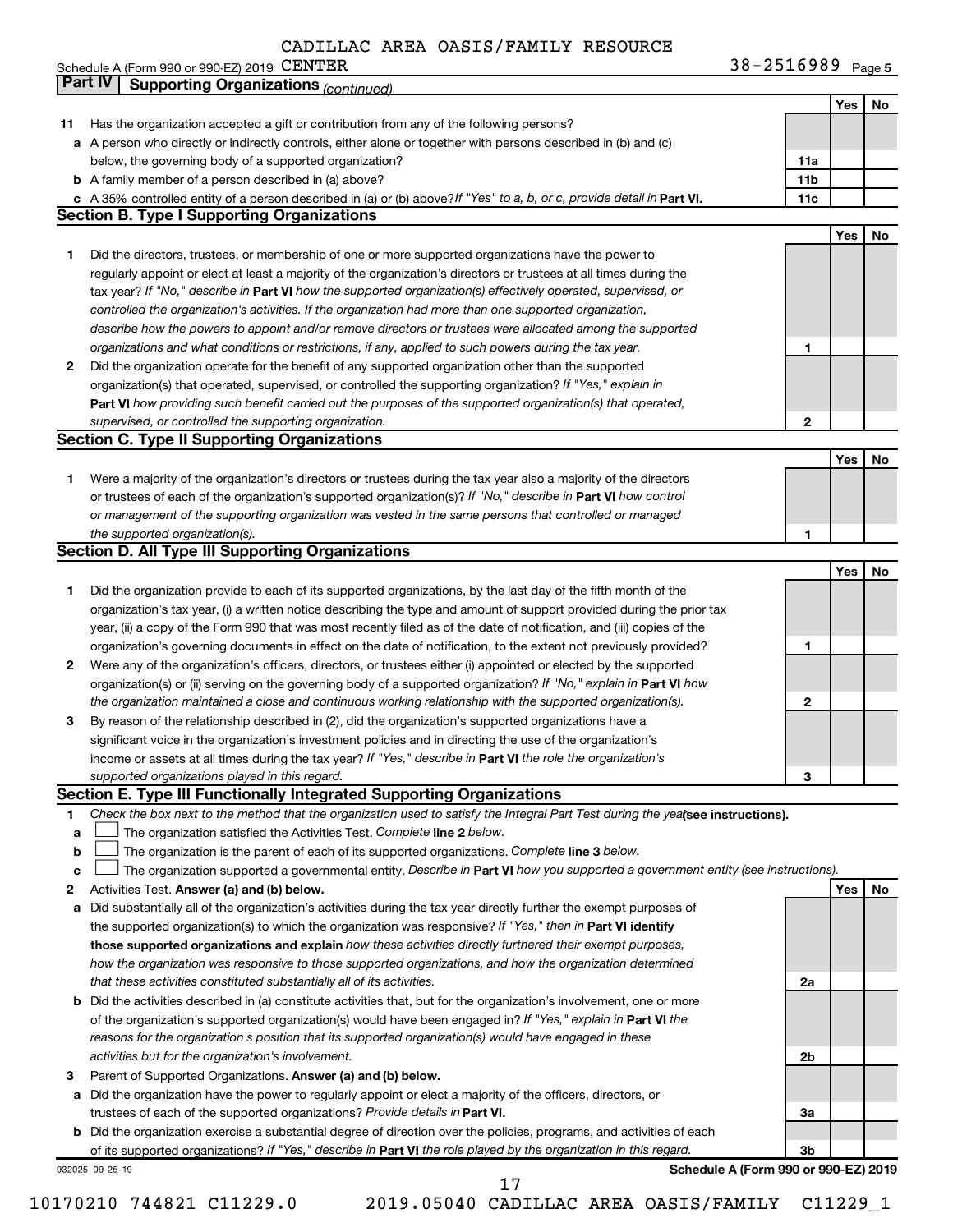CADILLAC AREA OASIS/FAMILY RESOURCE

Schedule A (Form 990 or 990-EZ) 2019 CENTER 38-2516989 Page 5

## Part IV Supporting Organizations *(continued)*

| | | | Yes | No |
|---|---|---|---|---|
| 11 | Has the organization accepted a gift or contribution from any of the following persons? | | | |
| a | A person who directly or indirectly controls, either alone or together with persons described in (b) and (c) below, the governing body of a supported organization? | 11a | | |
| b | A family member of a person described in (a) above? | 11b | | |
| c | A 35% controlled entity of a person described in (a) or (b) above? *If "Yes" to a, b, or c, provide detail in* **Part VI.** | 11c | | |

### Section B. Type I Supporting Organizations

| | | | Yes | No |
|---|---|---|---|---|
| 1 | Did the directors, trustees, or membership of one or more supported organizations have the power to regularly appoint or elect at least a majority of the organization's directors or trustees at all times during the tax year? *If "No," describe in* **Part VI** *how the supported organization(s) effectively operated, supervised, or controlled the organization's activities. If the organization had more than one supported organization, describe how the powers to appoint and/or remove directors or trustees were allocated among the supported organizations and what conditions or restrictions, if any, applied to such powers during the tax year.* | 1 | | |
| 2 | Did the organization operate for the benefit of any supported organization other than the supported organization(s) that operated, supervised, or controlled the supporting organization? *If "Yes," explain in* **Part VI** *how providing such benefit carried out the purposes of the supported organization(s) that operated, supervised, or controlled the supporting organization.* | 2 | | |

### Section C. Type II Supporting Organizations

| | | | Yes | No |
|---|---|---|---|---|
| 1 | Were a majority of the organization's directors or trustees during the tax year also a majority of the directors or trustees of each of the organization's supported organization(s)? *If "No," describe in* **Part VI** *how control or management of the supporting organization was vested in the same persons that controlled or managed the supported organization(s).* | 1 | | |

### Section D. All Type III Supporting Organizations

| | | | Yes | No |
|---|---|---|---|---|
| 1 | Did the organization provide to each of its supported organizations, by the last day of the fifth month of the organization's tax year, (i) a written notice describing the type and amount of support provided during the prior tax year, (ii) a copy of the Form 990 that was most recently filed as of the date of notification, and (iii) copies of the organization's governing documents in effect on the date of notification, to the extent not previously provided? | 1 | | |
| 2 | Were any of the organization's officers, directors, or trustees either (i) appointed or elected by the supported organization(s) or (ii) serving on the governing body of a supported organization? *If "No," explain in* **Part VI** *how the organization maintained a close and continuous working relationship with the supported organization(s).* | 2 | | |
| 3 | By reason of the relationship described in (2), did the organization's supported organizations have a significant voice in the organization's investment policies and in directing the use of the organization's income or assets at all times during the tax year? *If "Yes," describe in* **Part VI** *the role the organization's supported organizations played in this regard.* | 3 | | |

### Section E. Type III Functionally Integrated Supporting Organizations

1 *Check the box next to the method that the organization used to satisfy the Integral Part Test during the year* **(see instructions).**

a ☐ The organization satisfied the Activities Test. *Complete* **line 2** *below.*

b ☐ The organization is the parent of each of its supported organizations. *Complete* **line 3** *below.*

c ☐ The organization supported a governmental entity. *Describe in* **Part VI** *how you supported a government entity (see instructions).*

| | | | Yes | No |
|---|---|---|---|---|
| 2 | Activities Test. **Answer (a) and (b) below.** | | | |
| a | Did substantially all of the organization's activities during the tax year directly further the exempt purposes of the supported organization(s) to which the organization was responsive? *If "Yes," then in* **Part VI identify those supported organizations and explain** *how these activities directly furthered their exempt purposes, how the organization was responsive to those supported organizations, and how the organization determined that these activities constituted substantially all of its activities.* | 2a | | |
| b | Did the activities described in (a) constitute activities that, but for the organization's involvement, one or more of the organization's supported organization(s) would have been engaged in? *If "Yes," explain in* **Part VI** *the reasons for the organization's position that its supported organization(s) would have engaged in these activities but for the organization's involvement.* | 2b | | |
| 3 | Parent of Supported Organizations. **Answer (a) and (b) below.** | | | |
| a | Did the organization have the power to regularly appoint or elect a majority of the officers, directors, or trustees of each of the supported organizations? *Provide details in* **Part VI.** | 3a | | |
| b | Did the organization exercise a substantial degree of direction over the policies, programs, and activities of each of its supported organizations? *If "Yes," describe in* **Part VI** *the role played by the organization in this regard.* | 3b | | |

932025 09-25-19 **Schedule A (Form 990 or 990-EZ) 2019**

10170210 744821 C11229.0 2019.05040 CADILLAC AREA OASIS/FAMILY C11229_1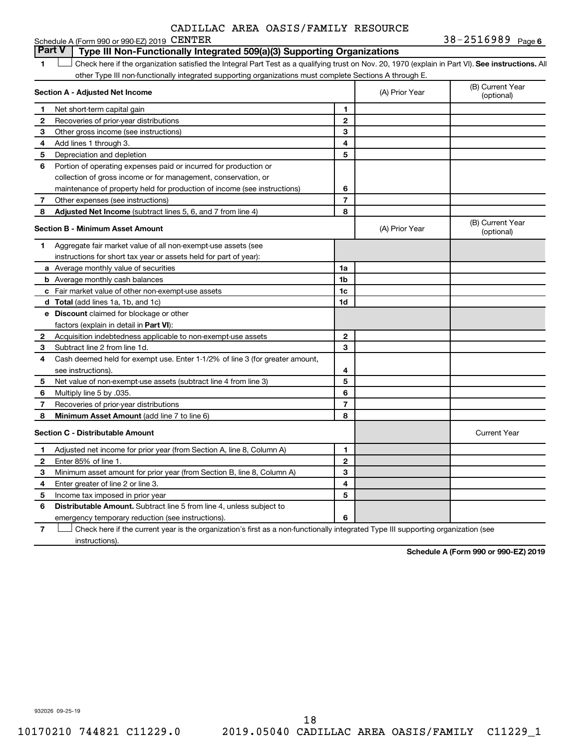CADILLAC AREA OASIS/FAMILY RESOURCE

Schedule A (Form 990 or 990-EZ) 2019 CENTER 38-2516989 Page 6

## Part V Type III Non-Functionally Integrated 509(a)(3) Supporting Organizations

1 ☐ Check here if the organization satisfied the Integral Part Test as a qualifying trust on Nov. 20, 1970 (explain in Part VI). **See instructions.** All other Type III non-functionally integrated supporting organizations must complete Sections A through E.

| **Section A - Adjusted Net Income** | | | (A) Prior Year | (B) Current Year (optional) |
|---|---|---|---|---|
| 1 | Net short-term capital gain | 1 | | |
| 2 | Recoveries of prior-year distributions | 2 | | |
| 3 | Other gross income (see instructions) | 3 | | |
| 4 | Add lines 1 through 3. | 4 | | |
| 5 | Depreciation and depletion | 5 | | |
| 6 | Portion of operating expenses paid or incurred for production or collection of gross income or for management, conservation, or maintenance of property held for production of income (see instructions) | 6 | | |
| 7 | Other expenses (see instructions) | 7 | | |
| 8 | **Adjusted Net Income** (subtract lines 5, 6, and 7 from line 4) | 8 | | |

| **Section B - Minimum Asset Amount** | | | (A) Prior Year | (B) Current Year (optional) |
|---|---|---|---|---|
| 1 | Aggregate fair market value of all non-exempt-use assets (see instructions for short tax year or assets held for part of year): | | | |
| a | Average monthly value of securities | 1a | | |
| b | Average monthly cash balances | 1b | | |
| c | Fair market value of other non-exempt-use assets | 1c | | |
| d | **Total** (add lines 1a, 1b, and 1c) | 1d | | |
| e | **Discount** claimed for blockage or other factors (explain in detail in **Part VI**): | | | |
| 2 | Acquisition indebtedness applicable to non-exempt-use assets | 2 | | |
| 3 | Subtract line 2 from line 1d. | 3 | | |
| 4 | Cash deemed held for exempt use. Enter 1-1/2% of line 3 (for greater amount, see instructions). | 4 | | |
| 5 | Net value of non-exempt-use assets (subtract line 4 from line 3) | 5 | | |
| 6 | Multiply line 5 by .035. | 6 | | |
| 7 | Recoveries of prior-year distributions | 7 | | |
| 8 | **Minimum Asset Amount** (add line 7 to line 6) | 8 | | |

| **Section C - Distributable Amount** | | | | Current Year |
|---|---|---|---|---|
| 1 | Adjusted net income for prior year (from Section A, line 8, Column A) | 1 | | |
| 2 | Enter 85% of line 1. | 2 | | |
| 3 | Minimum asset amount for prior year (from Section B, line 8, Column A) | 3 | | |
| 4 | Enter greater of line 2 or line 3. | 4 | | |
| 5 | Income tax imposed in prior year | 5 | | |
| 6 | **Distributable Amount.** Subtract line 5 from line 4, unless subject to emergency temporary reduction (see instructions). | 6 | | |

7 ☐ Check here if the current year is the organization's first as a non-functionally integrated Type III supporting organization (see instructions).

**Schedule A (Form 990 or 990-EZ) 2019**

932026 09-25-19

10170210 744821 C11229.0 2019.05040 CADILLAC AREA OASIS/FAMILY C11229_1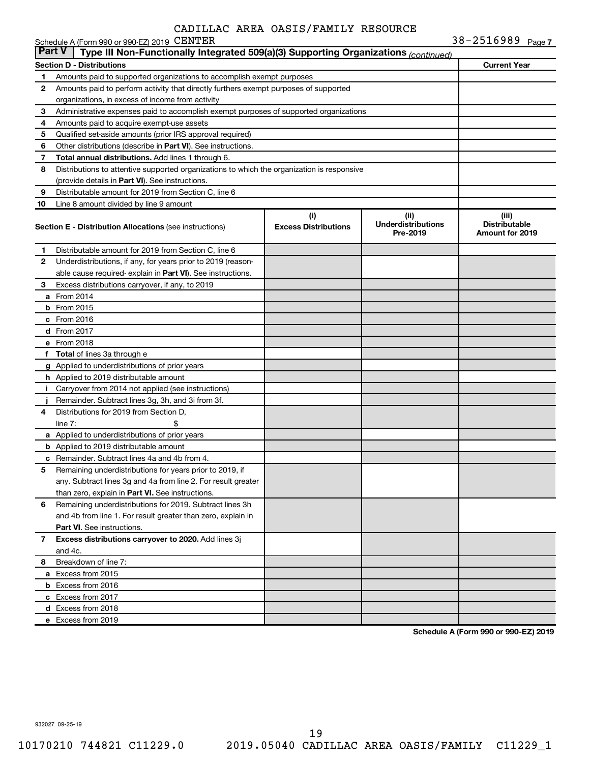CADILLAC AREA OASIS/FAMILY RESOURCE

Schedule A (Form 990 or 990-EZ) 2019 CENTER 38-2516989 Page 7

**Part V | Type III Non-Functionally Integrated 509(a)(3) Supporting Organizations** *(continued)*

| Section D - Distributions | | Current Year |
|---|---|---|
| 1 | Amounts paid to supported organizations to accomplish exempt purposes | |
| 2 | Amounts paid to perform activity that directly furthers exempt purposes of supported organizations, in excess of income from activity | |
| 3 | Administrative expenses paid to accomplish exempt purposes of supported organizations | |
| 4 | Amounts paid to acquire exempt-use assets | |
| 5 | Qualified set-aside amounts (prior IRS approval required) | |
| 6 | Other distributions (describe in **Part VI**). See instructions. | |
| 7 | **Total annual distributions.** Add lines 1 through 6. | |
| 8 | Distributions to attentive supported organizations to which the organization is responsive (provide details in **Part VI**). See instructions. | |
| 9 | Distributable amount for 2019 from Section C, line 6 | |
| 10 | Line 8 amount divided by line 9 amount | |

| | **Section E - Distribution Allocations** (see instructions) | (i) Excess Distributions | (ii) Underdistributions Pre-2019 | (iii) Distributable Amount for 2019 |
|---|---|---|---|---|
| 1 | Distributable amount for 2019 from Section C, line 6 | | | |
| 2 | Underdistributions, if any, for years prior to 2019 (reasonable cause required- explain in **Part VI**). See instructions. | | | |
| 3 | Excess distributions carryover, if any, to 2019 | | | |
| a | From 2014 | | | |
| b | From 2015 | | | |
| c | From 2016 | | | |
| d | From 2017 | | | |
| e | From 2018 | | | |
| f | **Total** of lines 3a through e | | | |
| g | Applied to underdistributions of prior years | | | |
| h | Applied to 2019 distributable amount | | | |
| i | Carryover from 2014 not applied (see instructions) | | | |
| j | Remainder. Subtract lines 3g, 3h, and 3i from 3f. | | | |
| 4 | Distributions for 2019 from Section D, line 7: $ | | | |
| a | Applied to underdistributions of prior years | | | |
| b | Applied to 2019 distributable amount | | | |
| c | Remainder. Subtract lines 4a and 4b from 4. | | | |
| 5 | Remaining underdistributions for years prior to 2019, if any. Subtract lines 3g and 4a from line 2. For result greater than zero, explain in **Part VI.** See instructions. | | | |
| 6 | Remaining underdistributions for 2019. Subtract lines 3h and 4b from line 1. For result greater than zero, explain in **Part VI**. See instructions. | | | |
| 7 | **Excess distributions carryover to 2020.** Add lines 3j and 4c. | | | |
| 8 | Breakdown of line 7: | | | |
| a | Excess from 2015 | | | |
| b | Excess from 2016 | | | |
| c | Excess from 2017 | | | |
| d | Excess from 2018 | | | |
| e | Excess from 2019 | | | |

**Schedule A (Form 990 or 990-EZ) 2019**

932027 09-25-19

10170210 744821 C11229.0 2019.05040 CADILLAC AREA OASIS/FAMILY C11229_1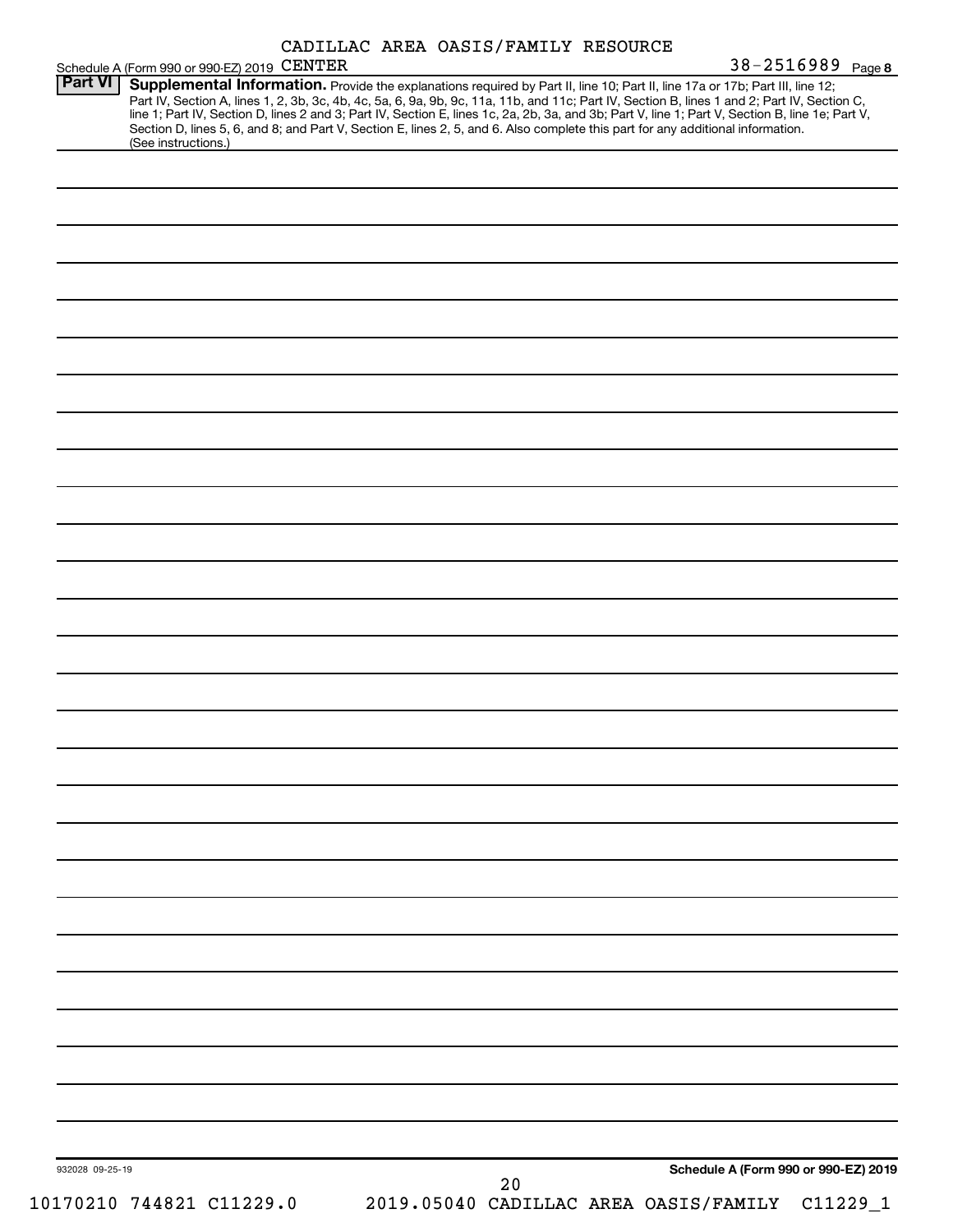CADILLAC AREA OASIS/FAMILY RESOURCE

Schedule A (Form 990 or 990-EZ) 2019 CENTER 38-2516989 Page 8

**Part VI** **Supplemental Information.** Provide the explanations required by Part II, line 10; Part II, line 17a or 17b; Part III, line 12; Part IV, Section A, lines 1, 2, 3b, 3c, 4b, 4c, 5a, 6, 9a, 9b, 9c, 11a, 11b, and 11c; Part IV, Section B, lines 1 and 2; Part IV, Section C, line 1; Part IV, Section D, lines 2 and 3; Part IV, Section E, lines 1c, 2a, 2b, 3a, and 3b; Part V, line 1; Part V, Section B, line 1e; Part V, Section D, lines 5, 6, and 8; and Part V, Section E, lines 2, 5, and 6. Also complete this part for any additional information. (See instructions.)

932028 09-25-19

**Schedule A (Form 990 or 990-EZ) 2019**

10170210 744821 C11229.0 2019.05040 CADILLAC AREA OASIS/FAMILY C11229_1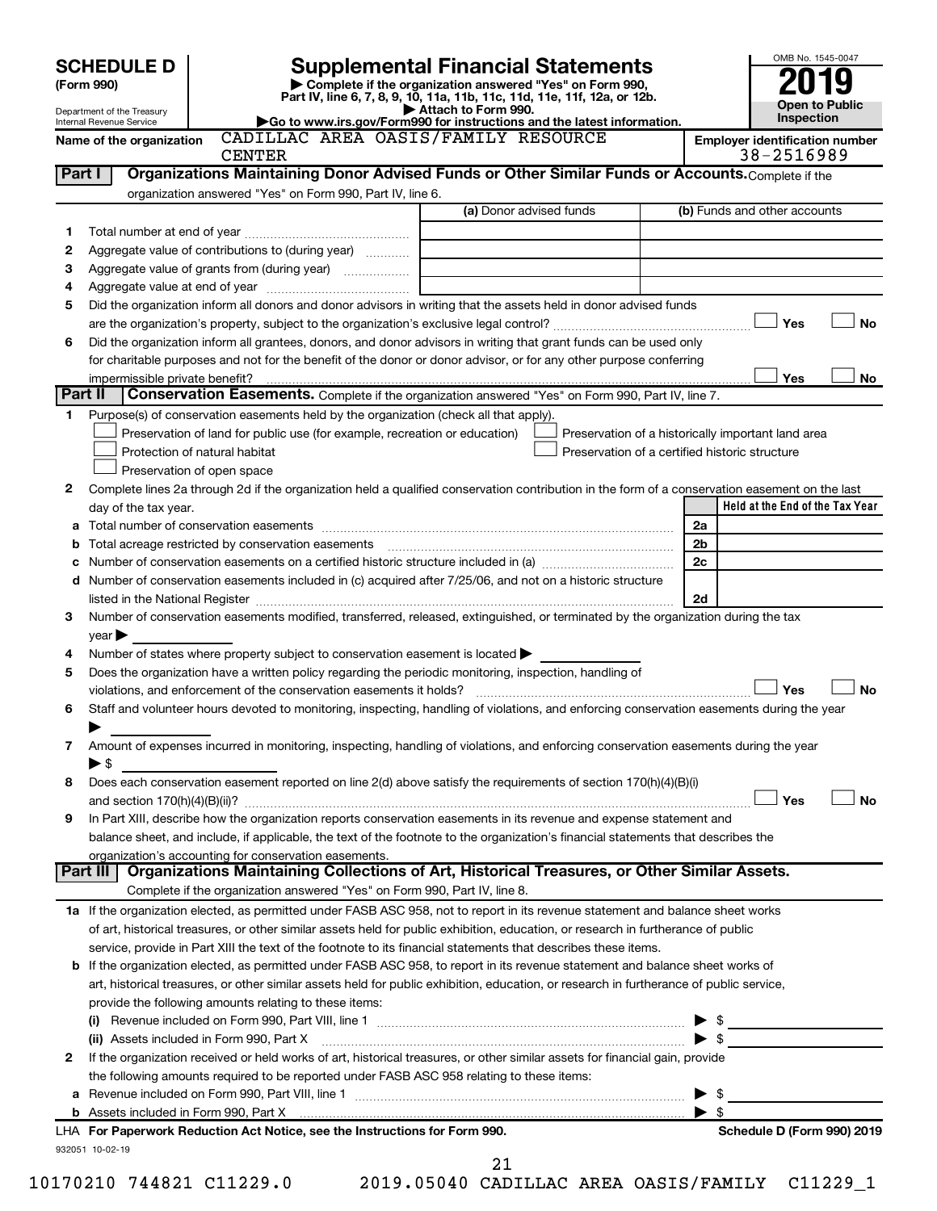# SCHEDULE D (Form 990)

Department of the Treasury
Internal Revenue Service

# Supplemental Financial Statements

▶ Complete if the organization answered "Yes" on Form 990, Part IV, line 6, 7, 8, 9, 10, 11a, 11b, 11c, 11d, 11e, 11f, 12a, or 12b.
▶ Attach to Form 990.
▶Go to www.irs.gov/Form990 for instructions and the latest information.

OMB No. 1545-0047

**2019**

**Open to Public Inspection**

Name of the organization: CADILLAC AREA OASIS/FAMILY RESOURCE CENTER

Employer identification number: 38-2516989

## Part I — Organizations Maintaining Donor Advised Funds or Other Similar Funds or Accounts.

Complete if the organization answered "Yes" on Form 990, Part IV, line 6.

| | | (a) Donor advised funds | (b) Funds and other accounts |
|---|---|---|---|
| 1 | Total number at end of year | | |
| 2 | Aggregate value of contributions to (during year) | | |
| 3 | Aggregate value of grants from (during year) | | |
| 4 | Aggregate value at end of year | | |

5 Did the organization inform all donors and donor advisors in writing that the assets held in donor advised funds are the organization's property, subject to the organization's exclusive legal control? ☐ Yes ☐ No

6 Did the organization inform all grantees, donors, and donor advisors in writing that grant funds can be used only for charitable purposes and not for the benefit of the donor or donor advisor, or for any other purpose conferring impermissible private benefit? ☐ Yes ☐ No

## Part II — Conservation Easements.

Complete if the organization answered "Yes" on Form 990, Part IV, line 7.

1 Purpose(s) of conservation easements held by the organization (check all that apply).
- ☐ Preservation of land for public use (for example, recreation or education)
- ☐ Protection of natural habitat
- ☐ Preservation of open space
- ☐ Preservation of a historically important land area
- ☐ Preservation of a certified historic structure

2 Complete lines 2a through 2d if the organization held a qualified conservation contribution in the form of a conservation easement on the last day of the tax year.

| | | | Held at the End of the Tax Year |
|---|---|---|---|
| a | Total number of conservation easements | 2a | |
| b | Total acreage restricted by conservation easements | 2b | |
| c | Number of conservation easements on a certified historic structure included in (a) | 2c | |
| d | Number of conservation easements included in (c) acquired after 7/25/06, and not on a historic structure listed in the National Register | 2d | |

3 Number of conservation easements modified, transferred, released, extinguished, or terminated by the organization during the tax year ▶

4 Number of states where property subject to conservation easement is located ▶

5 Does the organization have a written policy regarding the periodic monitoring, inspection, handling of violations, and enforcement of the conservation easements it holds? ☐ Yes ☐ No

6 Staff and volunteer hours devoted to monitoring, inspecting, handling of violations, and enforcing conservation easements during the year ▶

7 Amount of expenses incurred in monitoring, inspecting, handling of violations, and enforcing conservation easements during the year ▶ $

8 Does each conservation easement reported on line 2(d) above satisfy the requirements of section 170(h)(4)(B)(i) and section 170(h)(4)(B)(ii)? ☐ Yes ☐ No

9 In Part XIII, describe how the organization reports conservation easements in its revenue and expense statement and balance sheet, and include, if applicable, the text of the footnote to the organization's financial statements that describes the organization's accounting for conservation easements.

## Part III — Organizations Maintaining Collections of Art, Historical Treasures, or Other Similar Assets.

Complete if the organization answered "Yes" on Form 990, Part IV, line 8.

1a If the organization elected, as permitted under FASB ASC 958, not to report in its revenue statement and balance sheet works of art, historical treasures, or other similar assets held for public exhibition, education, or research in furtherance of public service, provide in Part XIII the text of the footnote to its financial statements that describes these items.

b If the organization elected, as permitted under FASB ASC 958, to report in its revenue statement and balance sheet works of art, historical treasures, or other similar assets held for public exhibition, education, or research in furtherance of public service, provide the following amounts relating to these items:

(i) Revenue included on Form 990, Part VIII, line 1 ▶ $

(ii) Assets included in Form 990, Part X ▶ $

2 If the organization received or held works of art, historical treasures, or other similar assets for financial gain, provide the following amounts required to be reported under FASB ASC 958 relating to these items:

a Revenue included on Form 990, Part VIII, line 1 ▶ $

b Assets included in Form 990, Part X ▶ $

LHA For Paperwork Reduction Act Notice, see the Instructions for Form 990. Schedule D (Form 990) 2019

932051 10-02-19

10170210 744821 C11229.0 2019.05040 CADILLAC AREA OASIS/FAMILY C11229_1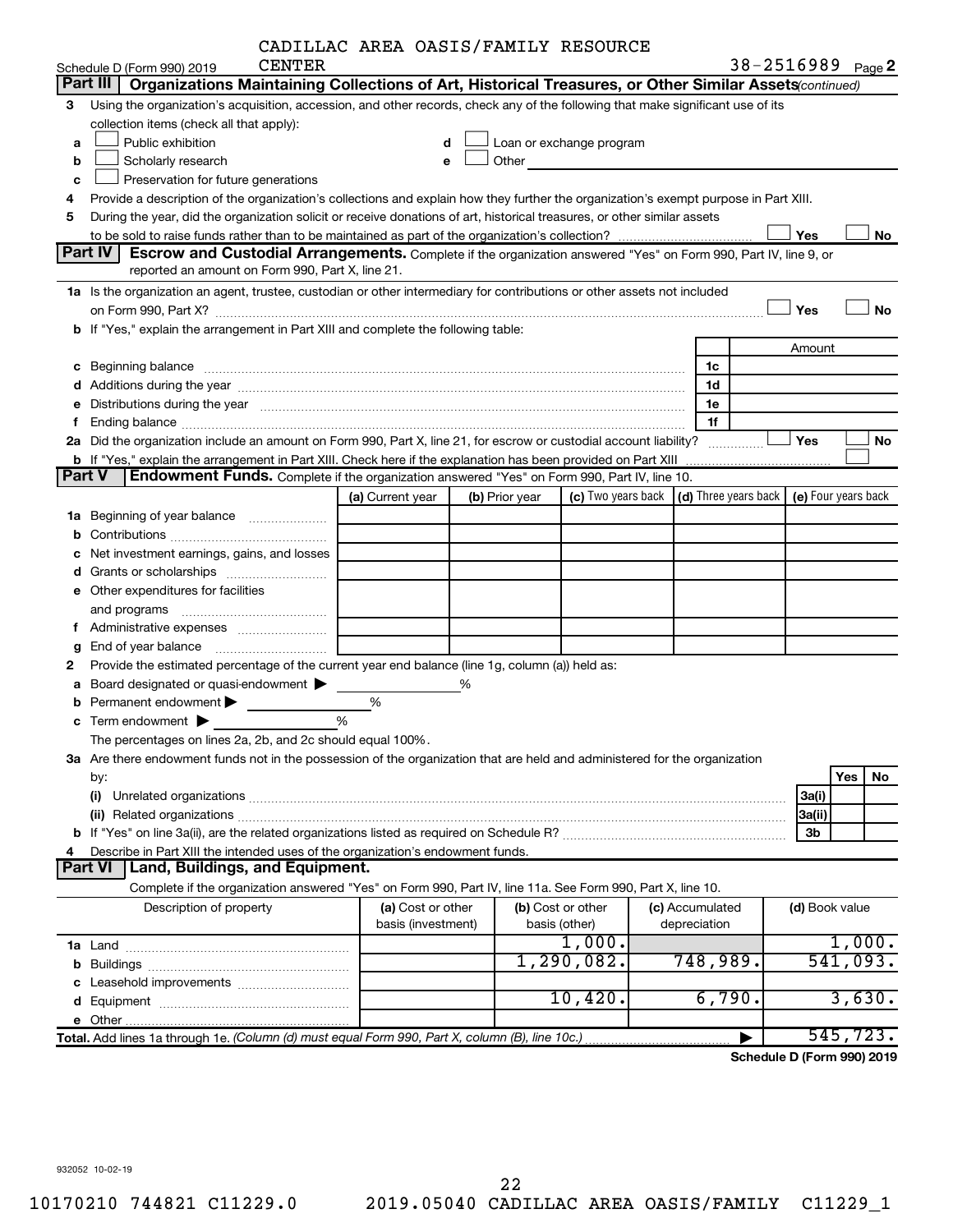CADILLAC AREA OASIS/FAMILY RESOURCE CENTER

Schedule D (Form 990) 2019 — 38-2516989 Page 2

**Part III | Organizations Maintaining Collections of Art, Historical Treasures, or Other Similar Assets** *(continued)*

3 Using the organization's acquisition, accession, and other records, check any of the following that make significant use of its collection items (check all that apply):

- a ☐ Public exhibition
- b ☐ Scholarly research
- c ☐ Preservation for future generations
- d ☐ Loan or exchange program
- e ☐ Other

4 Provide a description of the organization's collections and explain how they further the organization's exempt purpose in Part XIII.

5 During the year, did the organization solicit or receive donations of art, historical treasures, or other similar assets to be sold to raise funds rather than to be maintained as part of the organization's collection? ☐ Yes ☐ No

**Part IV | Escrow and Custodial Arrangements.** Complete if the organization answered "Yes" on Form 990, Part IV, line 9, or reported an amount on Form 990, Part X, line 21.

1a Is the organization an agent, trustee, custodian or other intermediary for contributions or other assets not included on Form 990, Part X? ☐ Yes ☐ No

b If "Yes," explain the arrangement in Part XIII and complete the following table:

| | | Amount |
|---|---|---|
| c Beginning balance | 1c | |
| d Additions during the year | 1d | |
| e Distributions during the year | 1e | |
| f Ending balance | 1f | |

2a Did the organization include an amount on Form 990, Part X, line 21, for escrow or custodial account liability? ☐ Yes ☐ No

b If "Yes," explain the arrangement in Part XIII. Check here if the explanation has been provided on Part XIII ☐

**Part V | Endowment Funds.** Complete if the organization answered "Yes" on Form 990, Part IV, line 10.

| | (a) Current year | (b) Prior year | (c) Two years back | (d) Three years back | (e) Four years back |
|---|---|---|---|---|---|
| 1a Beginning of year balance | | | | | |
| b Contributions | | | | | |
| c Net investment earnings, gains, and losses | | | | | |
| d Grants or scholarships | | | | | |
| e Other expenditures for facilities and programs | | | | | |
| f Administrative expenses | | | | | |
| g End of year balance | | | | | |

2 Provide the estimated percentage of the current year end balance (line 1g, column (a)) held as:

- a Board designated or quasi-endowment ▶ ______ %
- b Permanent endowment ▶ ______ %
- c Term endowment ▶ ______ %

The percentages on lines 2a, 2b, and 2c should equal 100%.

3a Are there endowment funds not in the possession of the organization that are held and administered for the organization by:

| | | Yes | No |
|---|---|---|---|
| (i) Unrelated organizations | 3a(i) | | |
| (ii) Related organizations | 3a(ii) | | |
| b If "Yes" on line 3a(ii), are the related organizations listed as required on Schedule R? | 3b | | |

4 Describe in Part XIII the intended uses of the organization's endowment funds.

**Part VI | Land, Buildings, and Equipment.**

Complete if the organization answered "Yes" on Form 990, Part IV, line 11a. See Form 990, Part X, line 10.

| Description of property | (a) Cost or other basis (investment) | (b) Cost or other basis (other) | (c) Accumulated depreciation | (d) Book value |
|---|---|---|---|---|
| 1a Land | | 1,000. | | 1,000. |
| b Buildings | | 1,290,082. | 748,989. | 541,093. |
| c Leasehold improvements | | | | |
| d Equipment | | 10,420. | 6,790. | 3,630. |
| e Other | | | | |
| **Total.** Add lines 1a through 1e. *(Column (d) must equal Form 990, Part X, column (B), line 10c.)* | | | ▶ | 545,723. |

**Schedule D (Form 990) 2019**

932052 10-02-19

10170210 744821 C11229.0 2019.05040 CADILLAC AREA OASIS/FAMILY C11229_1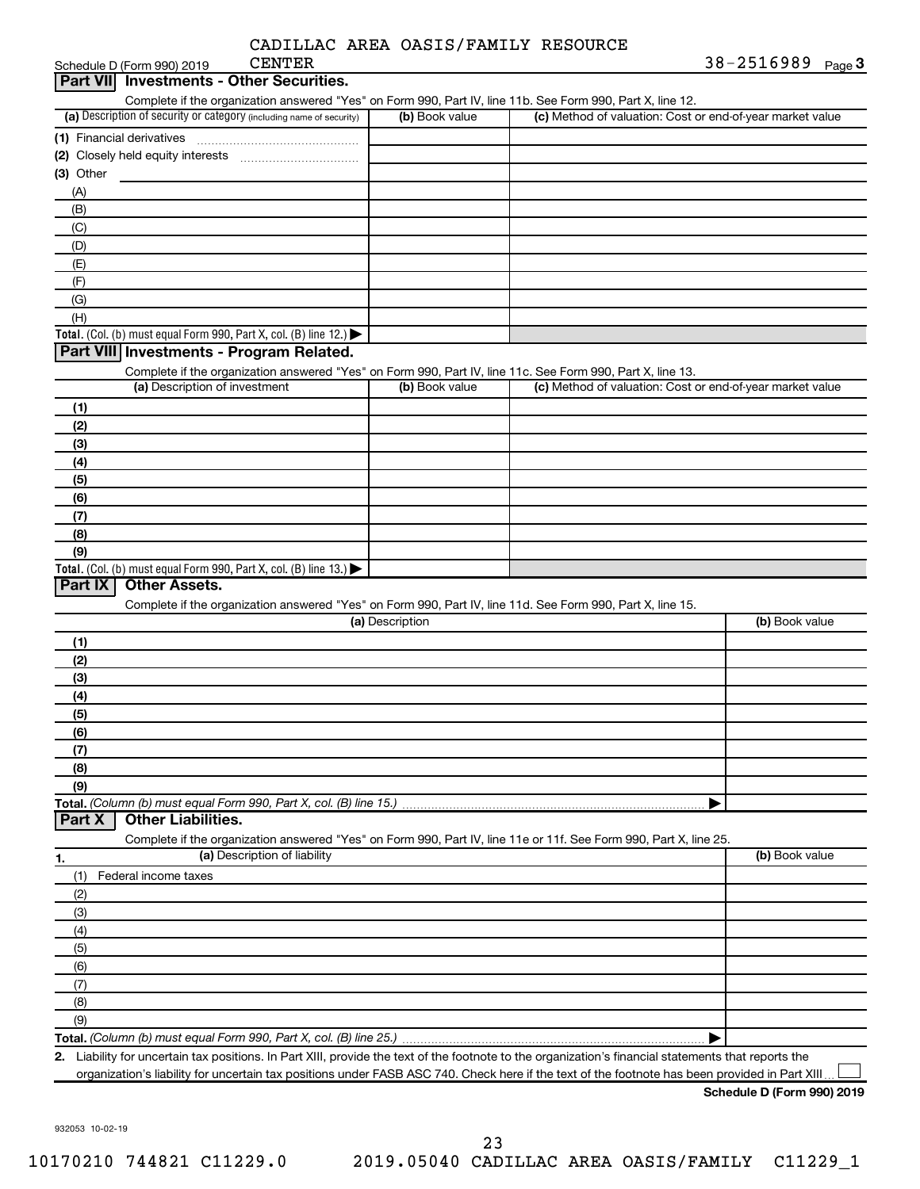CADILLAC AREA OASIS/FAMILY RESOURCE CENTER

Schedule D (Form 990) 2019 — 38-2516989 Page 3

## Part VII Investments - Other Securities.

Complete if the organization answered "Yes" on Form 990, Part IV, line 11b. See Form 990, Part X, line 12.

| (a) Description of security or category (including name of security) | (b) Book value | (c) Method of valuation: Cost or end-of-year market value |
|---|---|---|
| (1) Financial derivatives | | |
| (2) Closely held equity interests | | |
| (3) Other | | |
| (A) | | |
| (B) | | |
| (C) | | |
| (D) | | |
| (E) | | |
| (F) | | |
| (G) | | |
| (H) | | |
| **Total.** (Col. (b) must equal Form 990, Part X, col. (B) line 12.) ▶ | | |

## Part VIII Investments - Program Related.

Complete if the organization answered "Yes" on Form 990, Part IV, line 11c. See Form 990, Part X, line 13.

| (a) Description of investment | (b) Book value | (c) Method of valuation: Cost or end-of-year market value |
|---|---|---|
| (1) | | |
| (2) | | |
| (3) | | |
| (4) | | |
| (5) | | |
| (6) | | |
| (7) | | |
| (8) | | |
| (9) | | |
| **Total.** (Col. (b) must equal Form 990, Part X, col. (B) line 13.) ▶ | | |

## Part IX Other Assets.

Complete if the organization answered "Yes" on Form 990, Part IV, line 11d. See Form 990, Part X, line 15.

| (a) Description | (b) Book value |
|---|---|
| (1) | |
| (2) | |
| (3) | |
| (4) | |
| (5) | |
| (6) | |
| (7) | |
| (8) | |
| (9) | |
| **Total.** *(Column (b) must equal Form 990, Part X, col. (B) line 15.)* ▶ | |

## Part X Other Liabilities.

Complete if the organization answered "Yes" on Form 990, Part IV, line 11e or 11f. See Form 990, Part X, line 25.

| 1. (a) Description of liability | (b) Book value |
|---|---|
| (1) Federal income taxes | |
| (2) | |
| (3) | |
| (4) | |
| (5) | |
| (6) | |
| (7) | |
| (8) | |
| (9) | |
| **Total.** *(Column (b) must equal Form 990, Part X, col. (B) line 25.)* ▶ | |

2. Liability for uncertain tax positions. In Part XIII, provide the text of the footnote to the organization's financial statements that reports the organization's liability for uncertain tax positions under FASB ASC 740. Check here if the text of the footnote has been provided in Part XIII ☐

**Schedule D (Form 990) 2019**

932053 10-02-19

10170210 744821 C11229.0 2019.05040 CADILLAC AREA OASIS/FAMILY C11229_1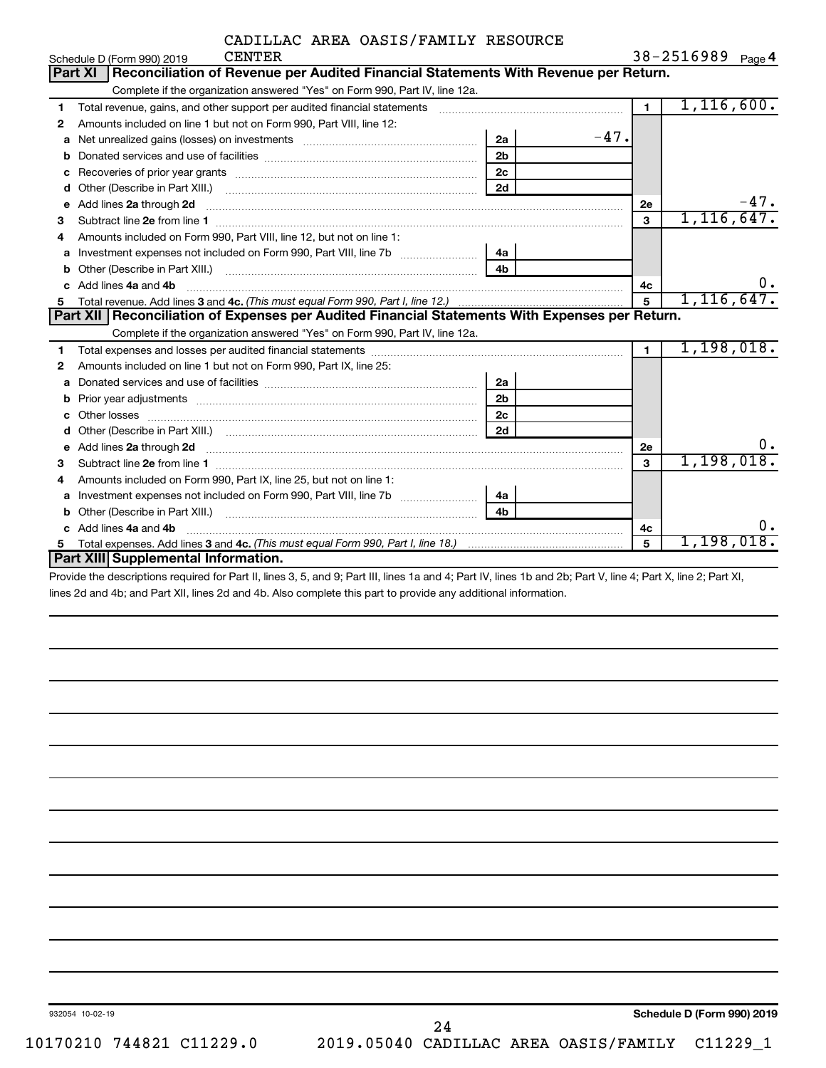CADILLAC AREA OASIS/FAMILY RESOURCE CENTER

Schedule D (Form 990) 2019 — 38-2516989 — Page 4

## Part XI — Reconciliation of Revenue per Audited Financial Statements With Revenue per Return.

Complete if the organization answered "Yes" on Form 990, Part IV, line 12a.

| Line | Description | Sub-line | Sub-amount | Line | Amount |
|---|---|---|---|---|---|
| 1 | Total revenue, gains, and other support per audited financial statements | | | 1 | 1,116,600. |
| 2 | Amounts included on line 1 but not on Form 990, Part VIII, line 12: | | | | |
| a | Net unrealized gains (losses) on investments | 2a | -47. | | |
| b | Donated services and use of facilities | 2b | | | |
| c | Recoveries of prior year grants | 2c | | | |
| d | Other (Describe in Part XIII.) | 2d | | | |
| e | Add lines 2a through 2d | | | 2e | -47. |
| 3 | Subtract line 2e from line 1 | | | 3 | 1,116,647. |
| 4 | Amounts included on Form 990, Part VIII, line 12, but not on line 1: | | | | |
| a | Investment expenses not included on Form 990, Part VIII, line 7b | 4a | | | |
| b | Other (Describe in Part XIII.) | 4b | | | |
| c | Add lines 4a and 4b | | | 4c | 0. |
| 5 | Total revenue. Add lines 3 and 4c. *(This must equal Form 990, Part I, line 12.)* | | | 5 | 1,116,647. |

## Part XII — Reconciliation of Expenses per Audited Financial Statements With Expenses per Return.

Complete if the organization answered "Yes" on Form 990, Part IV, line 12a.

| Line | Description | Sub-line | Sub-amount | Line | Amount |
|---|---|---|---|---|---|
| 1 | Total expenses and losses per audited financial statements | | | 1 | 1,198,018. |
| 2 | Amounts included on line 1 but not on Form 990, Part IX, line 25: | | | | |
| a | Donated services and use of facilities | 2a | | | |
| b | Prior year adjustments | 2b | | | |
| c | Other losses | 2c | | | |
| d | Other (Describe in Part XIII.) | 2d | | | |
| e | Add lines 2a through 2d | | | 2e | 0. |
| 3 | Subtract line 2e from line 1 | | | 3 | 1,198,018. |
| 4 | Amounts included on Form 990, Part IX, line 25, but not on line 1: | | | | |
| a | Investment expenses not included on Form 990, Part VIII, line 7b | 4a | | | |
| b | Other (Describe in Part XIII.) | 4b | | | |
| c | Add lines 4a and 4b | | | 4c | 0. |
| 5 | Total expenses. Add lines 3 and 4c. *(This must equal Form 990, Part I, line 18.)* | | | 5 | 1,198,018. |

## Part XIII — Supplemental Information.

Provide the descriptions required for Part II, lines 3, 5, and 9; Part III, lines 1a and 4; Part IV, lines 1b and 2b; Part V, line 4; Part X, line 2; Part XI, lines 2d and 4b; and Part XII, lines 2d and 4b. Also complete this part to provide any additional information.

932054 10-02-19 — Schedule D (Form 990) 2019

10170210 744821 C11229.0 — 2019.05040 CADILLAC AREA OASIS/FAMILY C11229_1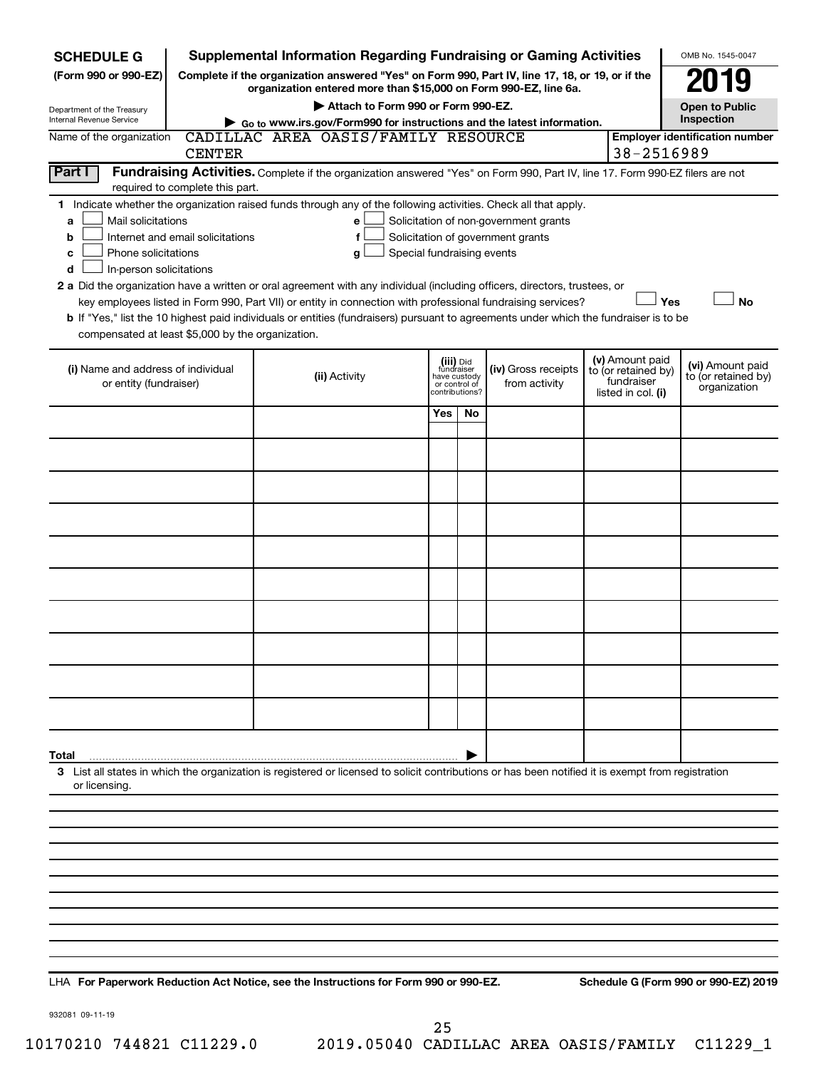**SCHEDULE G** (Form 990 or 990-EZ)

Department of the Treasury
Internal Revenue Service

# Supplemental Information Regarding Fundraising or Gaming Activities

**Complete if the organization answered "Yes" on Form 990, Part IV, line 17, 18, or 19, or if the organization entered more than $15,000 on Form 990-EZ, line 6a.**

▶ Attach to Form 990 or Form 990-EZ.

▶ Go to www.irs.gov/Form990 for instructions and the latest information.

OMB No. 1545-0047

**2019**

**Open to Public Inspection**

Name of the organization: CADILLAC AREA OASIS/FAMILY RESOURCE CENTER

**Employer identification number:** 38-2516989

## Part I Fundraising Activities.

Complete if the organization answered "Yes" on Form 990, Part IV, line 17. Form 990-EZ filers are not required to complete this part.

**1** Indicate whether the organization raised funds through any of the following activities. Check all that apply.

- **a** ☐ Mail solicitations
- **b** ☐ Internet and email solicitations
- **c** ☐ Phone solicitations
- **d** ☐ In-person solicitations
- **e** ☐ Solicitation of non-government grants
- **f** ☐ Solicitation of government grants
- **g** ☐ Special fundraising events

**2 a** Did the organization have a written or oral agreement with any individual (including officers, directors, trustees, or key employees listed in Form 990, Part VII) or entity in connection with professional fundraising services? ☐ Yes ☐ No

**b** If "Yes," list the 10 highest paid individuals or entities (fundraisers) pursuant to agreements under which the fundraiser is to be compensated at least $5,000 by the organization.

| (i) Name and address of individual or entity (fundraiser) | (ii) Activity | (iii) Did fundraiser have custody or control of contributions? | | (iv) Gross receipts from activity | (v) Amount paid to (or retained by) fundraiser listed in col. (i) | (vi) Amount paid to (or retained by) organization |
|---|---|---|---|---|---|---|
| | | Yes | No | | | |
| | | | | | | |
| | | | | | | |
| | | | | | | |
| | | | | | | |
| | | | | | | |
| | | | | | | |
| | | | | | | |
| | | | | | | |
| | | | | | | |
| | | | | | | |
| **Total** ▶ | | | | | | |

**3** List all states in which the organization is registered or licensed to solicit contributions or has been notified it is exempt from registration or licensing.

LHA **For Paperwork Reduction Act Notice, see the Instructions for Form 990 or 990-EZ.** **Schedule G (Form 990 or 990-EZ) 2019**

932081 09-11-19

10170210 744821 C11229.0 2019.05040 CADILLAC AREA OASIS/FAMILY C11229_1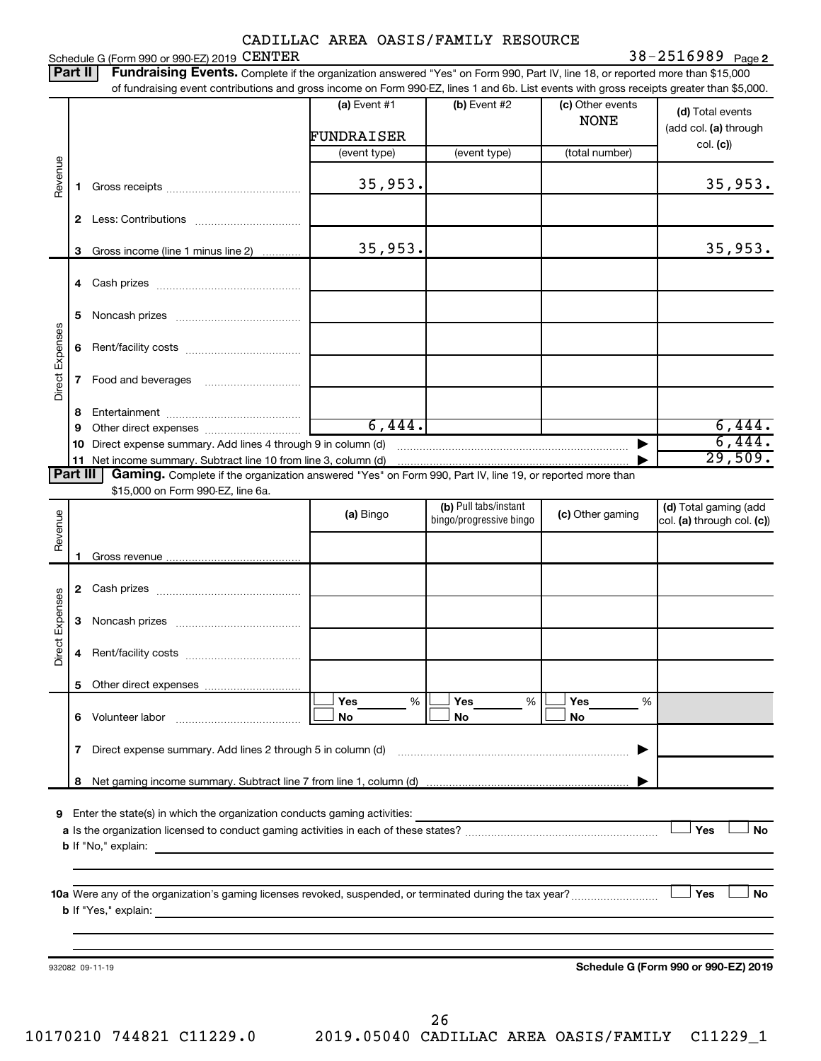CADILLAC AREA OASIS/FAMILY RESOURCE

Schedule G (Form 990 or 990-EZ) 2019 CENTER 38-2516989 Page 2

**Part II** **Fundraising Events.** Complete if the organization answered "Yes" on Form 990, Part IV, line 18, or reported more than $15,000 of fundraising event contributions and gross income on Form 990-EZ, lines 1 and 6b. List events with gross receipts greater than $5,000.

| | | (a) Event #1 | (b) Event #2 | (c) Other events | (d) Total events (add col. (a) through col. (c)) |
|---|---|---|---|---|---|
| | | FUNDRAISER | | NONE | |
| | | (event type) | (event type) | (total number) | |
| Revenue | 1 Gross receipts | 35,953. | | | 35,953. |
| | 2 Less: Contributions | | | | |
| | 3 Gross income (line 1 minus line 2) | 35,953. | | | 35,953. |
| Direct Expenses | 4 Cash prizes | | | | |
| | 5 Noncash prizes | | | | |
| | 6 Rent/facility costs | | | | |
| | 7 Food and beverages | | | | |
| | 8 Entertainment | | | | |
| | 9 Other direct expenses | 6,444. | | | 6,444. |
| | 10 Direct expense summary. Add lines 4 through 9 in column (d) | | | | 6,444. |
| | 11 Net income summary. Subtract line 10 from line 3, column (d) | | | | 29,509. |

**Part III** **Gaming.** Complete if the organization answered "Yes" on Form 990, Part IV, line 19, or reported more than $15,000 on Form 990-EZ, line 6a.

| | | (a) Bingo | (b) Pull tabs/instant bingo/progressive bingo | (c) Other gaming | (d) Total gaming (add col. (a) through col. (c)) |
|---|---|---|---|---|---|
| Revenue | 1 Gross revenue | | | | |
| Direct Expenses | 2 Cash prizes | | | | |
| | 3 Noncash prizes | | | | |
| | 4 Rent/facility costs | | | | |
| | 5 Other direct expenses | | | | |
| | 6 Volunteer labor | ☐ Yes ___ % ☐ No | ☐ Yes ___ % ☐ No | ☐ Yes ___ % ☐ No | |
| | 7 Direct expense summary. Add lines 2 through 5 in column (d) | | | | |
| | 8 Net gaming income summary. Subtract line 7 from line 1, column (d) | | | | |

**9** Enter the state(s) in which the organization conducts gaming activities: ____________

**a** Is the organization licensed to conduct gaming activities in each of these states? ☐ Yes ☐ No

**b** If "No," explain: ____________

**10a** Were any of the organization's gaming licenses revoked, suspended, or terminated during the tax year? ☐ Yes ☐ No

**b** If "Yes," explain: ____________

932082 09-11-19 **Schedule G (Form 990 or 990-EZ) 2019**

10170210 744821 C11229.0 2019.05040 CADILLAC AREA OASIS/FAMILY C11229_1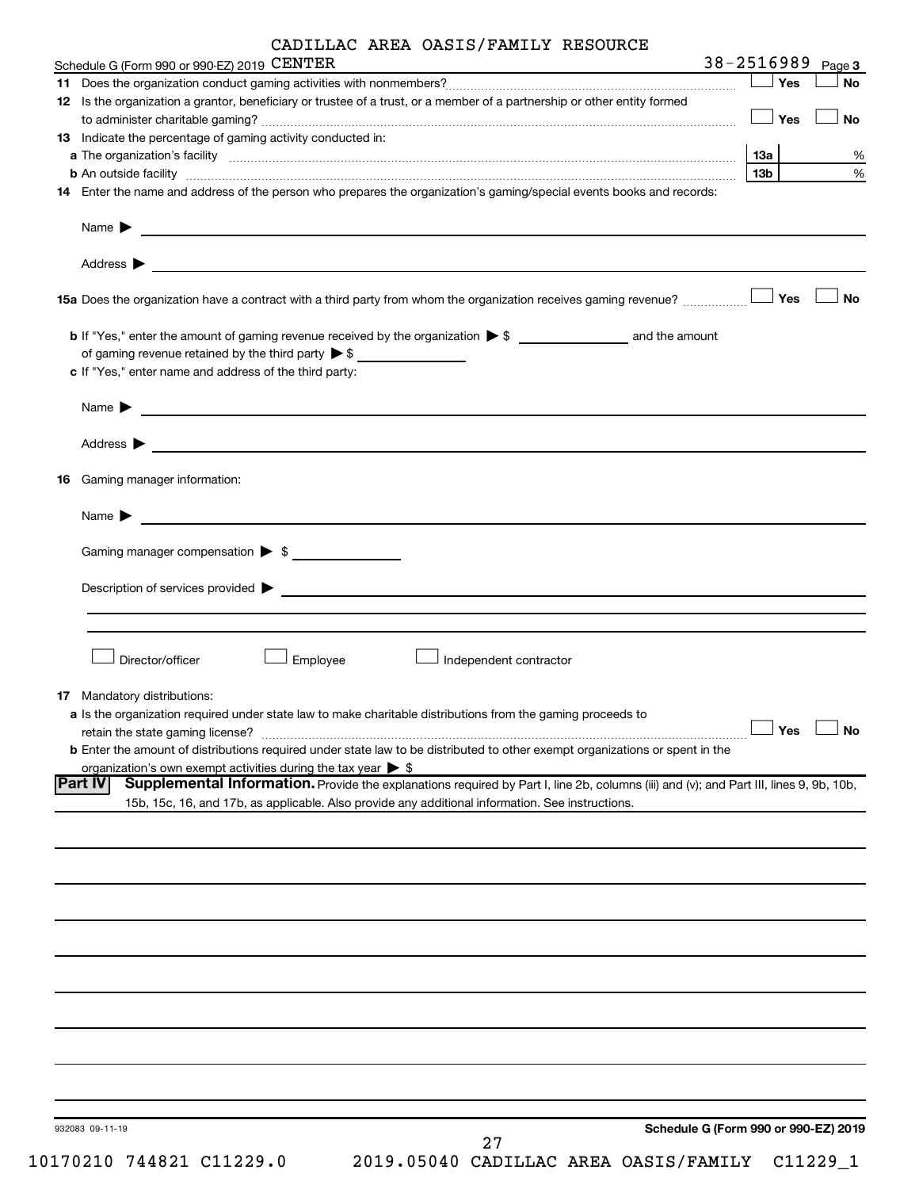Schedule G (Form 990 or 990-EZ) 2019 CADILLAC AREA OASIS/FAMILY RESOURCE CENTER 38-2516989 Page **3**

**11** Does the organization conduct gaming activities with nonmembers? ☐ Yes ☐ No

**12** Is the organization a grantor, beneficiary or trustee of a trust, or a member of a partnership or other entity formed to administer charitable gaming? ☐ Yes ☐ No

**13** Indicate the percentage of gaming activity conducted in:

**a** The organization's facility **13a** %

**b** An outside facility **13b** %

**14** Enter the name and address of the person who prepares the organization's gaming/special events books and records:

Name ▶

Address ▶

**15a** Does the organization have a contract with a third party from whom the organization receives gaming revenue? ☐ Yes ☐ No

**b** If "Yes," enter the amount of gaming revenue received by the organization ▶ $ ______ and the amount of gaming revenue retained by the third party ▶ $ ______

**c** If "Yes," enter name and address of the third party:

Name ▶

Address ▶

**16** Gaming manager information:

Name ▶

Gaming manager compensation ▶ $

Description of services provided ▶

☐ Director/officer ☐ Employee ☐ Independent contractor

**17** Mandatory distributions:

**a** Is the organization required under state law to make charitable distributions from the gaming proceeds to retain the state gaming license? ☐ Yes ☐ No

**b** Enter the amount of distributions required under state law to be distributed to other exempt organizations or spent in the organization's own exempt activities during the tax year ▶ $

**Part IV** **Supplemental Information.** Provide the explanations required by Part I, line 2b, columns (iii) and (v); and Part III, lines 9, 9b, 10b, 15b, 15c, 16, and 17b, as applicable. Also provide any additional information. See instructions.

932083 09-11-19 **Schedule G (Form 990 or 990-EZ) 2019**

10170210 744821 C11229.0 2019.05040 CADILLAC AREA OASIS/FAMILY C11229_1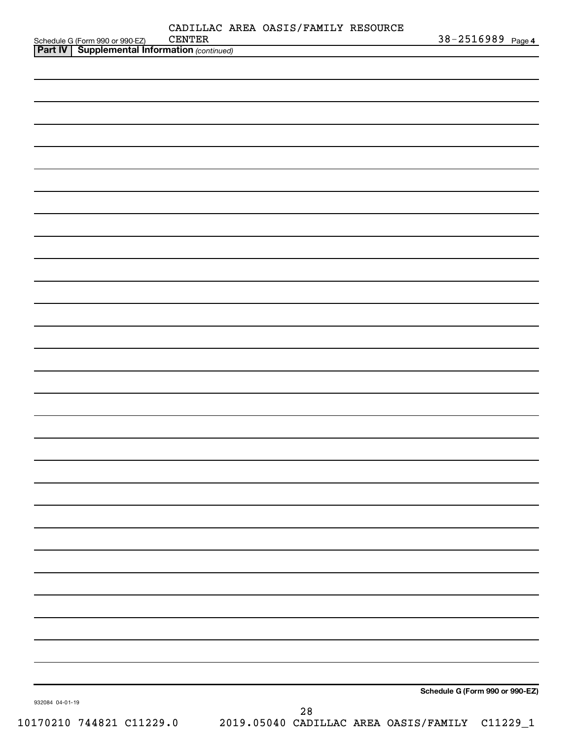Schedule G (Form 990 or 990-EZ) CADILLAC AREA OASIS/FAMILY RESOURCE CENTER 38-2516989 Page **4**

**Part IV | Supplemental Information** *(continued)*

**Schedule G (Form 990 or 990-EZ)**

932084 04-01-19

10170210 744821 C11229.0 2019.05040 CADILLAC AREA OASIS/FAMILY C11229_1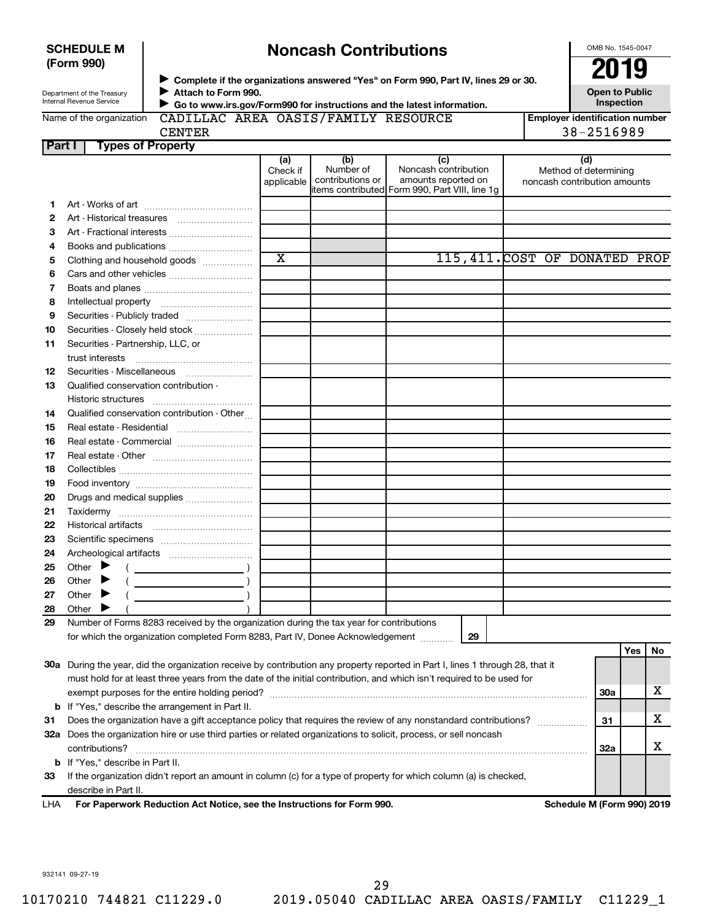**SCHEDULE M (Form 990)**

Department of the Treasury
Internal Revenue Service

# Noncash Contributions

▶ Complete if the organizations answered "Yes" on Form 990, Part IV, lines 29 or 30.
▶ Attach to Form 990.
▶ Go to www.irs.gov/Form990 for instructions and the latest information.

OMB No. 1545-0047

**2019**

**Open to Public Inspection**

Name of the organization: CADILLAC AREA OASIS/FAMILY RESOURCE CENTER

Employer identification number: 38-2516989

## Part I — Types of Property

| | | (a) Check if applicable | (b) Number of contributions or items contributed | (c) Noncash contribution amounts reported on Form 990, Part VIII, line 1g | (d) Method of determining noncash contribution amounts |
|---|---|---|---|---|---|
| 1 | Art - Works of art | | | | |
| 2 | Art - Historical treasures | | | | |
| 3 | Art - Fractional interests | | | | |
| 4 | Books and publications | | | | |
| 5 | Clothing and household goods | X | | 115,411. | COST OF DONATED PROP |
| 6 | Cars and other vehicles | | | | |
| 7 | Boats and planes | | | | |
| 8 | Intellectual property | | | | |
| 9 | Securities - Publicly traded | | | | |
| 10 | Securities - Closely held stock | | | | |
| 11 | Securities - Partnership, LLC, or trust interests | | | | |
| 12 | Securities - Miscellaneous | | | | |
| 13 | Qualified conservation contribution - Historic structures | | | | |
| 14 | Qualified conservation contribution - Other | | | | |
| 15 | Real estate - Residential | | | | |
| 16 | Real estate - Commercial | | | | |
| 17 | Real estate - Other | | | | |
| 18 | Collectibles | | | | |
| 19 | Food inventory | | | | |
| 20 | Drugs and medical supplies | | | | |
| 21 | Taxidermy | | | | |
| 22 | Historical artifacts | | | | |
| 23 | Scientific specimens | | | | |
| 24 | Archeological artifacts | | | | |
| 25 | Other ▶ ( ) | | | | |
| 26 | Other ▶ ( ) | | | | |
| 27 | Other ▶ ( ) | | | | |
| 28 | Other ▶ ( ) | | | | |

**29** Number of Forms 8283 received by the organization during the tax year for contributions for which the organization completed Form 8283, Part IV, Donee Acknowledgement ..... **29**

| | | | Yes | No |
|---|---|---|---|---|
| 30a | During the year, did the organization receive by contribution any property reported in Part I, lines 1 through 28, that it must hold for at least three years from the date of the initial contribution, and which isn't required to be used for exempt purposes for the entire holding period? | 30a | | X |
| b | If "Yes," describe the arrangement in Part II. | | | |
| 31 | Does the organization have a gift acceptance policy that requires the review of any nonstandard contributions? | 31 | | X |
| 32a | Does the organization hire or use third parties or related organizations to solicit, process, or sell noncash contributions? | 32a | | X |
| b | If "Yes," describe in Part II. | | | |
| 33 | If the organization didn't report an amount in column (c) for a type of property for which column (a) is checked, describe in Part II. | | | |

LHA **For Paperwork Reduction Act Notice, see the Instructions for Form 990.** **Schedule M (Form 990) 2019**

932141 09-27-19

10170210 744821 C11229.0 2019.05040 CADILLAC AREA OASIS/FAMILY C11229_1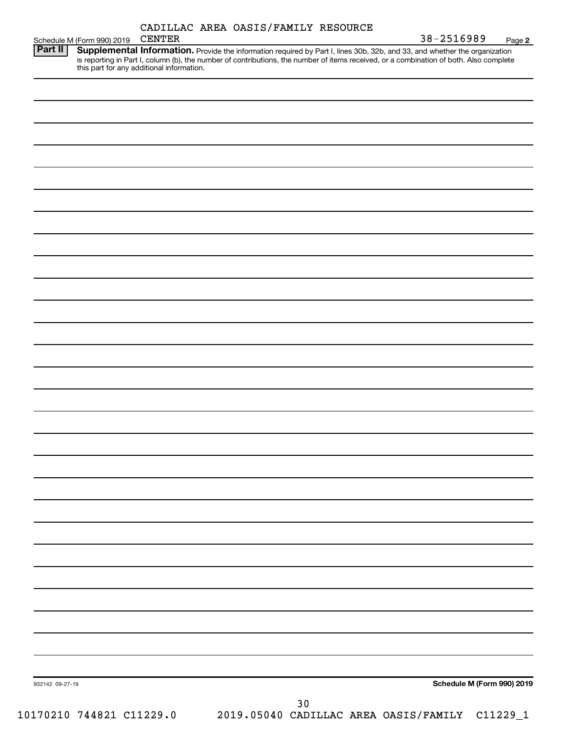Schedule M (Form 990) 2019 CADILLAC AREA OASIS/FAMILY RESOURCE CENTER 38-2516989 Page 2

**Part II** **Supplemental Information.** Provide the information required by Part I, lines 30b, 32b, and 33, and whether the organization is reporting in Part I, column (b), the number of contributions, the number of items received, or a combination of both. Also complete this part for any additional information.

932142 09-27-19

**Schedule M (Form 990) 2019**

10170210 744821 C11229.0 2019.05040 CADILLAC AREA OASIS/FAMILY C11229_1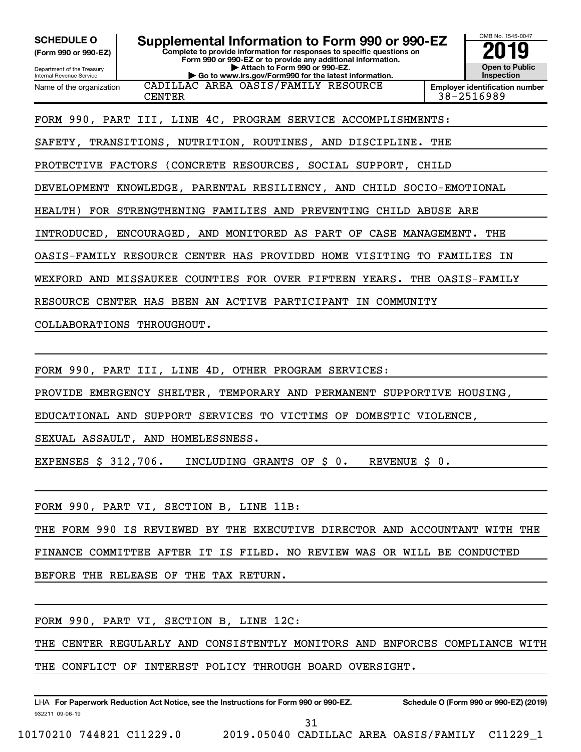**SCHEDULE O**
**(Form 990 or 990-EZ)**

Department of the Treasury
Internal Revenue Service

# Supplemental Information to Form 990 or 990-EZ

**Complete to provide information for responses to specific questions on Form 990 or 990-EZ or to provide any additional information.**
**▶ Attach to Form 990 or 990-EZ.**
**▶ Go to www.irs.gov/Form990 for the latest information.**

OMB No. 1545-0047
**2019**
**Open to Public Inspection**

Name of the organization: CADILLAC AREA OASIS/FAMILY RESOURCE CENTER

**Employer identification number** 38-2516989

FORM 990, PART III, LINE 4C, PROGRAM SERVICE ACCOMPLISHMENTS:

SAFETY, TRANSITIONS, NUTRITION, ROUTINES, AND DISCIPLINE. THE PROTECTIVE FACTORS (CONCRETE RESOURCES, SOCIAL SUPPORT, CHILD DEVELOPMENT KNOWLEDGE, PARENTAL RESILIENCY, AND CHILD SOCIO-EMOTIONAL HEALTH) FOR STRENGTHENING FAMILIES AND PREVENTING CHILD ABUSE ARE INTRODUCED, ENCOURAGED, AND MONITORED AS PART OF CASE MANAGEMENT. THE OASIS-FAMILY RESOURCE CENTER HAS PROVIDED HOME VISITING TO FAMILIES IN WEXFORD AND MISSAUKEE COUNTIES FOR OVER FIFTEEN YEARS. THE OASIS-FAMILY RESOURCE CENTER HAS BEEN AN ACTIVE PARTICIPANT IN COMMUNITY COLLABORATIONS THROUGHOUT.

FORM 990, PART III, LINE 4D, OTHER PROGRAM SERVICES:

PROVIDE EMERGENCY SHELTER, TEMPORARY AND PERMANENT SUPPORTIVE HOUSING, EDUCATIONAL AND SUPPORT SERVICES TO VICTIMS OF DOMESTIC VIOLENCE, SEXUAL ASSAULT, AND HOMELESSNESS.

EXPENSES $ 312,706.   INCLUDING GRANTS OF $ 0.   REVENUE $ 0.

FORM 990, PART VI, SECTION B, LINE 11B:

THE FORM 990 IS REVIEWED BY THE EXECUTIVE DIRECTOR AND ACCOUNTANT WITH THE FINANCE COMMITTEE AFTER IT IS FILED. NO REVIEW WAS OR WILL BE CONDUCTED BEFORE THE RELEASE OF THE TAX RETURN.

FORM 990, PART VI, SECTION B, LINE 12C:

THE CENTER REGULARLY AND CONSISTENTLY MONITORS AND ENFORCES COMPLIANCE WITH THE CONFLICT OF INTEREST POLICY THROUGH BOARD OVERSIGHT.

LHA **For Paperwork Reduction Act Notice, see the Instructions for Form 990 or 990-EZ.** **Schedule O (Form 990 or 990-EZ) (2019)**
932211 09-06-19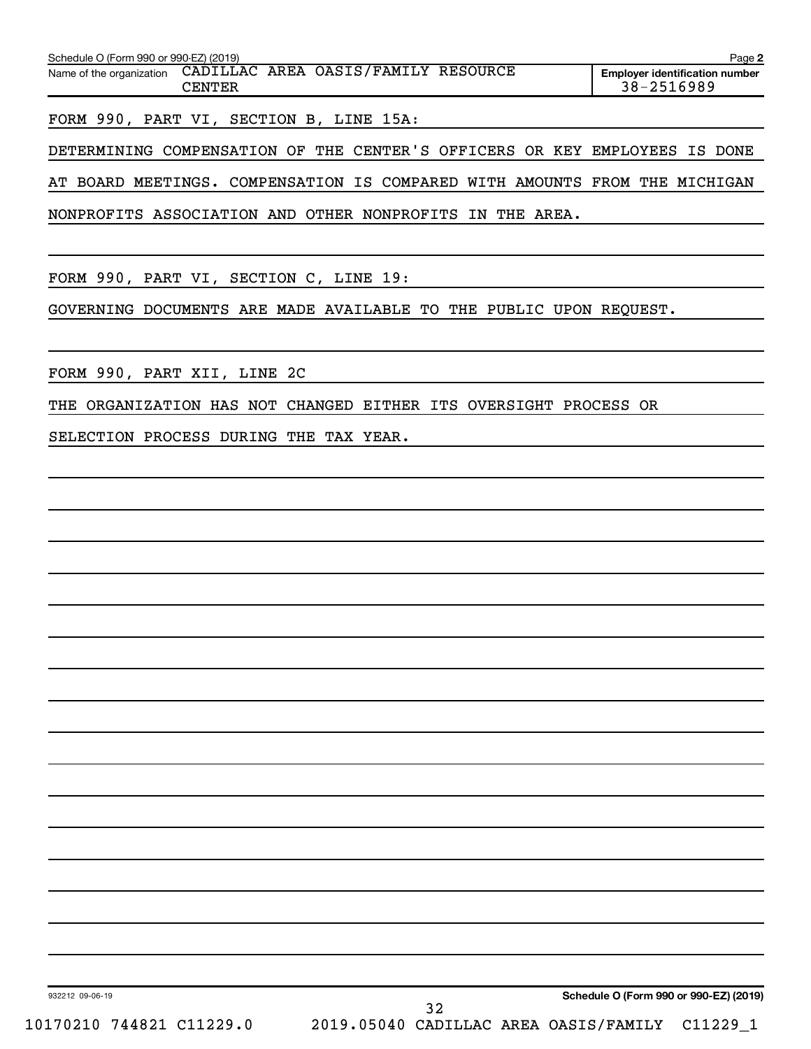Schedule O (Form 990 or 990-EZ) (2019)

Name of the organization: CADILLAC AREA OASIS/FAMILY RESOURCE CENTER

Employer identification number: 38-2516989

FORM 990, PART VI, SECTION B, LINE 15A:

DETERMINING COMPENSATION OF THE CENTER'S OFFICERS OR KEY EMPLOYEES IS DONE AT BOARD MEETINGS. COMPENSATION IS COMPARED WITH AMOUNTS FROM THE MICHIGAN NONPROFITS ASSOCIATION AND OTHER NONPROFITS IN THE AREA.

FORM 990, PART VI, SECTION C, LINE 19:

GOVERNING DOCUMENTS ARE MADE AVAILABLE TO THE PUBLIC UPON REQUEST.

FORM 990, PART XII, LINE 2C

THE ORGANIZATION HAS NOT CHANGED EITHER ITS OVERSIGHT PROCESS OR SELECTION PROCESS DURING THE TAX YEAR.

932212 09-06-19

Schedule O (Form 990 or 990-EZ) (2019)

10170210 744821 C11229.0 2019.05040 CADILLAC AREA OASIS/FAMILY C11229_1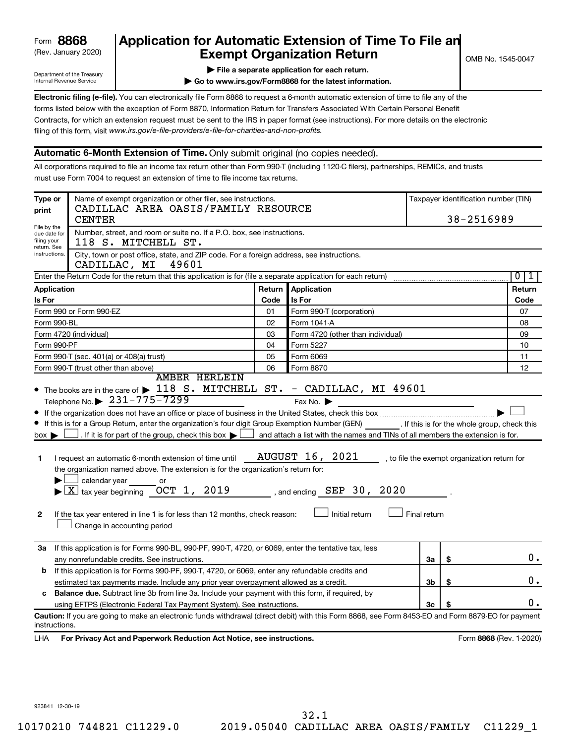Form **8868**
(Rev. January 2020)

Department of the Treasury
Internal Revenue Service

# Application for Automatic Extension of Time To File an Exempt Organization Return

▶ **File a separate application for each return.**

▶ **Go to www.irs.gov/Form8868 for the latest information.**

OMB No. 1545-0047

**Electronic filing (e-file).** You can electronically file Form 8868 to request a 6-month automatic extension of time to file any of the forms listed below with the exception of Form 8870, Information Return for Transfers Associated With Certain Personal Benefit Contracts, for which an extension request must be sent to the IRS in paper format (see instructions). For more details on the electronic filing of this form, visit *www.irs.gov/e-file-providers/e-file-for-charities-and-non-profits.*

## Automatic 6-Month Extension of Time. Only submit original (no copies needed).

All corporations required to file an income tax return other than Form 990-T (including 1120-C filers), partnerships, REMICs, and trusts must use Form 7004 to request an extension of time to file income tax returns.

| | | |
|---|---|---|
| **Type or print** | Name of exempt organization or other filer, see instructions. CADILLAC AREA OASIS/FAMILY RESOURCE CENTER | Taxpayer identification number (TIN) 38-2516989 |
| File by the due date for filing your return. See instructions. | Number, street, and room or suite no. If a P.O. box, see instructions. 118 S. MITCHELL ST. | |
| | City, town or post office, state, and ZIP code. For a foreign address, see instructions. CADILLAC, MI 49601 | |

Enter the Return Code for the return that this application is for (file a separate application for each return) ..... 0 1

| **Application Is For** | **Return Code** | **Application Is For** | **Return Code** |
|---|---|---|---|
| Form 990 or Form 990-EZ | 01 | Form 990-T (corporation) | 07 |
| Form 990-BL | 02 | Form 1041-A | 08 |
| Form 4720 (individual) | 03 | Form 4720 (other than individual) | 09 |
| Form 990-PF | 04 | Form 5227 | 10 |
| Form 990-T (sec. 401(a) or 408(a) trust) | 05 | Form 6069 | 11 |
| Form 990-T (trust other than above) | 06 | Form 8870 | 12 |

- The books are in the care of ▶ AMBER HERLEIN 118 S. MITCHELL ST. - CADILLAC, MI 49601
  Telephone No. ▶ 231-775-7299 Fax No. ▶
- If the organization does not have an office or place of business in the United States, check this box ..... ▶ ☐
- If this is for a Group Return, enter the organization's four digit Group Exemption Number (GEN) ______ . If this is for the whole group, check this box ▶ ☐ . If it is for part of the group, check this box ▶ ☐ and attach a list with the names and TINs of all members the extension is for.

**1** I request an automatic 6-month extension of time until AUGUST 16, 2021 , to file the exempt organization return for the organization named above. The extension is for the organization's return for:
▶ ☐ calendar year ______ or
▶ ☒ tax year beginning OCT 1, 2019 , and ending SEP 30, 2020 .

**2** If the tax year entered in line 1 is for less than 12 months, check reason: ☐ Initial return ☐ Final return
☐ Change in accounting period

| | | | |
|---|---|---|---|
| **3a** | If this application is for Forms 990-BL, 990-PF, 990-T, 4720, or 6069, enter the tentative tax, less any nonrefundable credits. See instructions. | 3a | $ 0. |
| **b** | If this application is for Forms 990-PF, 990-T, 4720, or 6069, enter any refundable credits and estimated tax payments made. Include any prior year overpayment allowed as a credit. | 3b | $ 0. |
| **c** | **Balance due.** Subtract line 3b from line 3a. Include your payment with this form, if required, by using EFTPS (Electronic Federal Tax Payment System). See instructions. | 3c | $ 0. |

**Caution:** If you are going to make an electronic funds withdrawal (direct debit) with this Form 8868, see Form 8453-EO and Form 8879-EO for payment instructions.

LHA **For Privacy Act and Paperwork Reduction Act Notice, see instructions.** Form **8868** (Rev. 1-2020)

923841 12-30-19

10170210 744821 C11229.0 2019.05040 CADILLAC AREA OASIS/FAMILY C11229_1